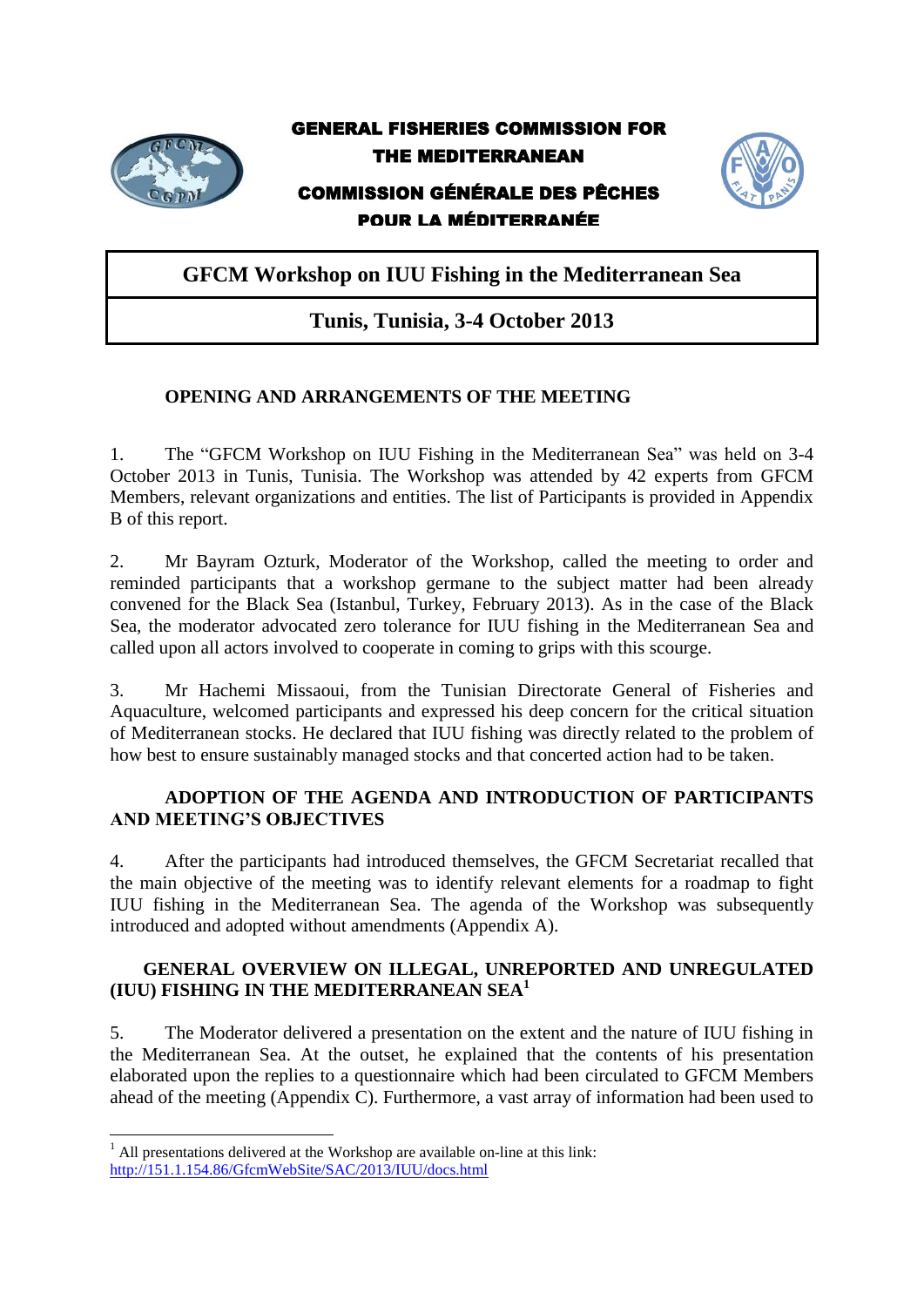**GENERAL FISHERIES COMMISSION FOR THE MEDITERRANEAN**

**COMMISSION GÉNÉRALE DES PÊCHES POUR LA MÉDITERRANÉE**

# GFCM Workshop on IUU Fishing in the Mediterranean Sea

## Tunis, Tunisia, 3-4 October 2013

### OPENING AND ARRANGEMENTS OF THE MEETING

1. The "GFCM Workshop on IUU Fishing in the Mediterranean Sea" was held on 3-4 October 2013 in Tunis, Tunisia. The Workshop was attended by 42 experts from GFCM Members, relevant organizations and entities. The list of Participants is provided in Appendix B of this report.

2. Mr Bayram Ozturk, Moderator of the Workshop, called the meeting to order and reminded participants that a workshop germane to the subject matter had been already convened for the Black Sea (Istanbul, Turkey, February 2013). As in the case of the Black Sea, the moderator advocated zero tolerance for IUU fishing in the Mediterranean Sea and called upon all actors involved to cooperate in coming to grips with this scourge.

3. Mr Hachemi Missaoui, from the Tunisian Directorate General of Fisheries and Aquaculture, welcomed participants and expressed his deep concern for the critical situation of Mediterranean stocks. He declared that IUU fishing was directly related to the problem of how best to ensure sustainably managed stocks and that concerted action had to be taken.

### ADOPTION OF THE AGENDA AND INTRODUCTION OF PARTICIPANTS AND MEETING'S OBJECTIVES

4. After the participants had introduced themselves, the GFCM Secretariat recalled that the main objective of the meeting was to identify relevant elements for a roadmap to fight IUU fishing in the Mediterranean Sea. The agenda of the Workshop was subsequently introduced and adopted without amendments (Appendix A).

### GENERAL OVERVIEW ON ILLEGAL, UNREPORTED AND UNREGULATED (IUU) FISHING IN THE MEDITERRANEAN SEA[1]

5. The Moderator delivered a presentation on the extent and the nature of IUU fishing in the Mediterranean Sea. At the outset, he explained that the contents of his presentation elaborated upon the replies to a questionnaire which had been circulated to GFCM Members ahead of the meeting (Appendix C). Furthermore, a vast array of information had been used to

---

[1] All presentations delivered at the Workshop are available on-line at this link: http://151.1.154.86/GfcmWebSite/SAC/2013/IUU/docs.html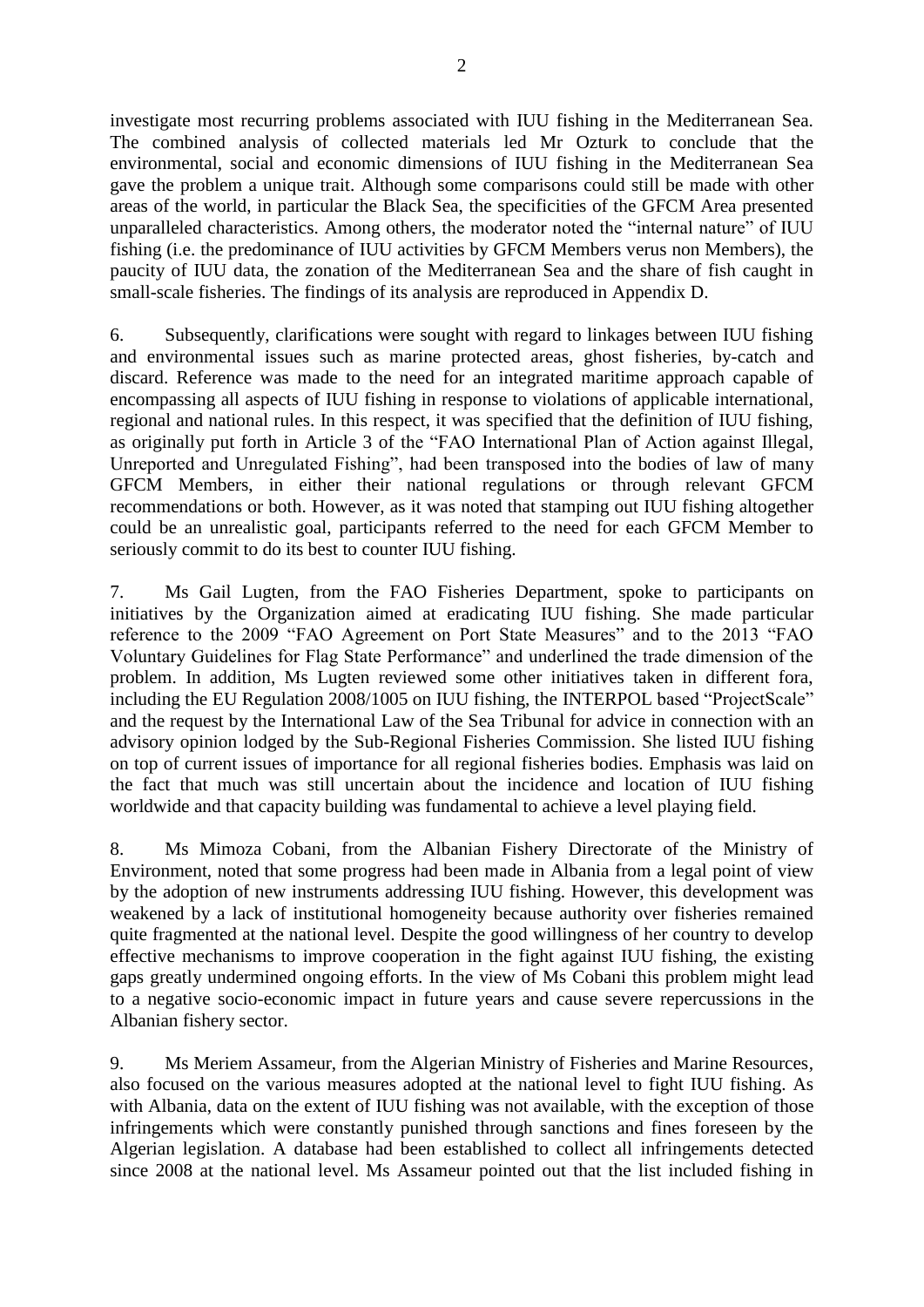investigate most recurring problems associated with IUU fishing in the Mediterranean Sea. The combined analysis of collected materials led Mr Ozturk to conclude that the environmental, social and economic dimensions of IUU fishing in the Mediterranean Sea gave the problem a unique trait. Although some comparisons could still be made with other areas of the world, in particular the Black Sea, the specificities of the GFCM Area presented unparalleled characteristics. Among others, the moderator noted the "internal nature" of IUU fishing (i.e. the predominance of IUU activities by GFCM Members verus non Members), the paucity of IUU data, the zonation of the Mediterranean Sea and the share of fish caught in small-scale fisheries. The findings of its analysis are reproduced in Appendix D.

6. Subsequently, clarifications were sought with regard to linkages between IUU fishing and environmental issues such as marine protected areas, ghost fisheries, by-catch and discard. Reference was made to the need for an integrated maritime approach capable of encompassing all aspects of IUU fishing in response to violations of applicable international, regional and national rules. In this respect, it was specified that the definition of IUU fishing, as originally put forth in Article 3 of the "FAO International Plan of Action against Illegal, Unreported and Unregulated Fishing", had been transposed into the bodies of law of many GFCM Members, in either their national regulations or through relevant GFCM recommendations or both. However, as it was noted that stamping out IUU fishing altogether could be an unrealistic goal, participants referred to the need for each GFCM Member to seriously commit to do its best to counter IUU fishing.

7. Ms Gail Lugten, from the FAO Fisheries Department, spoke to participants on initiatives by the Organization aimed at eradicating IUU fishing. She made particular reference to the 2009 "FAO Agreement on Port State Measures" and to the 2013 "FAO Voluntary Guidelines for Flag State Performance" and underlined the trade dimension of the problem. In addition, Ms Lugten reviewed some other initiatives taken in different fora, including the EU Regulation 2008/1005 on IUU fishing, the INTERPOL based "ProjectScale" and the request by the International Law of the Sea Tribunal for advice in connection with an advisory opinion lodged by the Sub-Regional Fisheries Commission. She listed IUU fishing on top of current issues of importance for all regional fisheries bodies. Emphasis was laid on the fact that much was still uncertain about the incidence and location of IUU fishing worldwide and that capacity building was fundamental to achieve a level playing field.

8. Ms Mimoza Cobani, from the Albanian Fishery Directorate of the Ministry of Environment, noted that some progress had been made in Albania from a legal point of view by the adoption of new instruments addressing IUU fishing. However, this development was weakened by a lack of institutional homogeneity because authority over fisheries remained quite fragmented at the national level. Despite the good willingness of her country to develop effective mechanisms to improve cooperation in the fight against IUU fishing, the existing gaps greatly undermined ongoing efforts. In the view of Ms Cobani this problem might lead to a negative socio-economic impact in future years and cause severe repercussions in the Albanian fishery sector.

9. Ms Meriem Assameur, from the Algerian Ministry of Fisheries and Marine Resources, also focused on the various measures adopted at the national level to fight IUU fishing. As with Albania, data on the extent of IUU fishing was not available, with the exception of those infringements which were constantly punished through sanctions and fines foreseen by the Algerian legislation. A database had been established to collect all infringements detected since 2008 at the national level. Ms Assameur pointed out that the list included fishing in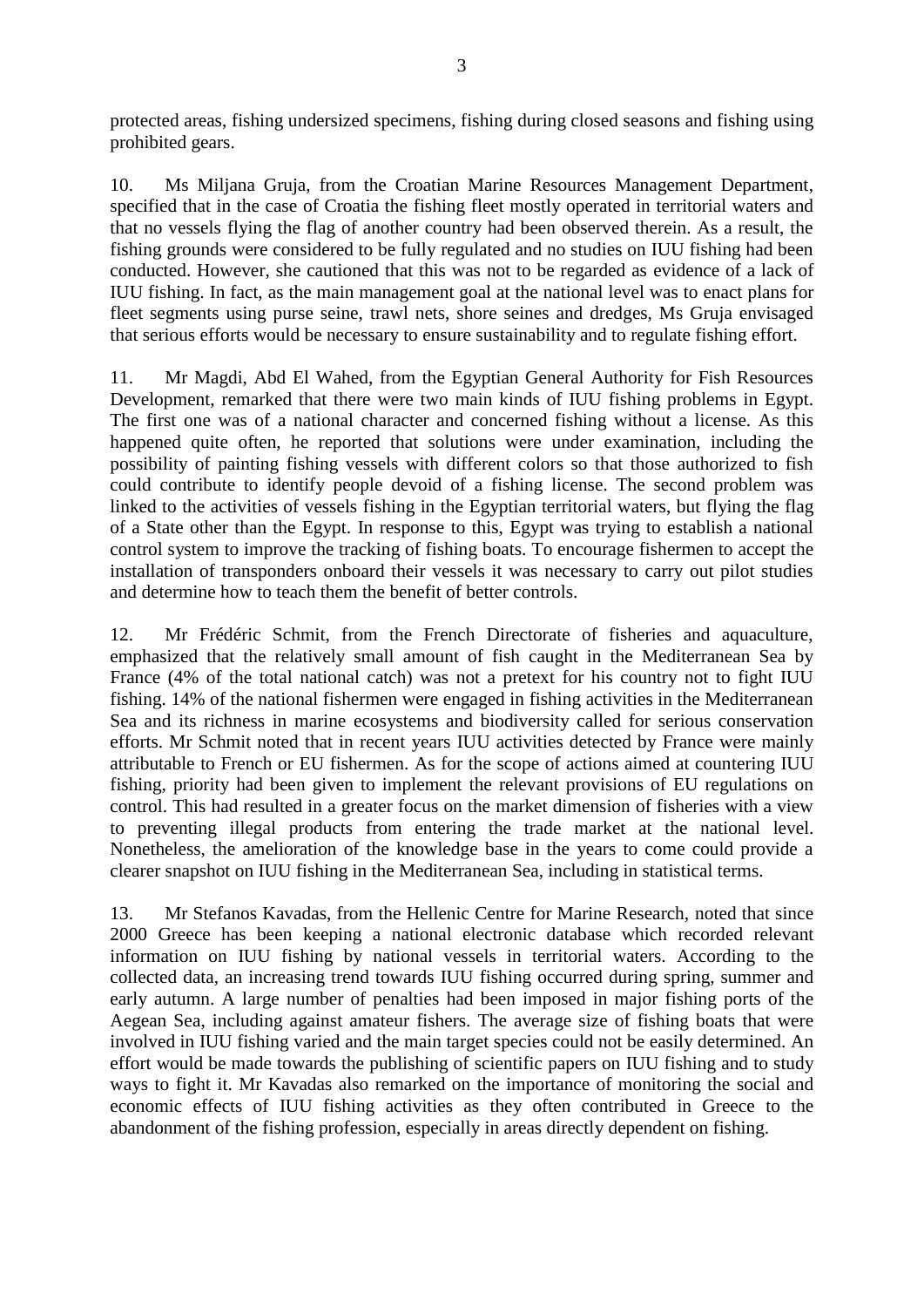protected areas, fishing undersized specimens, fishing during closed seasons and fishing using prohibited gears.

10. Ms Miljana Gruja, from the Croatian Marine Resources Management Department, specified that in the case of Croatia the fishing fleet mostly operated in territorial waters and that no vessels flying the flag of another country had been observed therein. As a result, the fishing grounds were considered to be fully regulated and no studies on IUU fishing had been conducted. However, she cautioned that this was not to be regarded as evidence of a lack of IUU fishing. In fact, as the main management goal at the national level was to enact plans for fleet segments using purse seine, trawl nets, shore seines and dredges, Ms Gruja envisaged that serious efforts would be necessary to ensure sustainability and to regulate fishing effort.

11. Mr Magdi, Abd El Wahed, from the Egyptian General Authority for Fish Resources Development, remarked that there were two main kinds of IUU fishing problems in Egypt. The first one was of a national character and concerned fishing without a license. As this happened quite often, he reported that solutions were under examination, including the possibility of painting fishing vessels with different colors so that those authorized to fish could contribute to identify people devoid of a fishing license. The second problem was linked to the activities of vessels fishing in the Egyptian territorial waters, but flying the flag of a State other than the Egypt. In response to this, Egypt was trying to establish a national control system to improve the tracking of fishing boats. To encourage fishermen to accept the installation of transponders onboard their vessels it was necessary to carry out pilot studies and determine how to teach them the benefit of better controls.

12. Mr Frédéric Schmit, from the French Directorate of fisheries and aquaculture, emphasized that the relatively small amount of fish caught in the Mediterranean Sea by France (4% of the total national catch) was not a pretext for his country not to fight IUU fishing. 14% of the national fishermen were engaged in fishing activities in the Mediterranean Sea and its richness in marine ecosystems and biodiversity called for serious conservation efforts. Mr Schmit noted that in recent years IUU activities detected by France were mainly attributable to French or EU fishermen. As for the scope of actions aimed at countering IUU fishing, priority had been given to implement the relevant provisions of EU regulations on control. This had resulted in a greater focus on the market dimension of fisheries with a view to preventing illegal products from entering the trade market at the national level. Nonetheless, the amelioration of the knowledge base in the years to come could provide a clearer snapshot on IUU fishing in the Mediterranean Sea, including in statistical terms.

13. Mr Stefanos Kavadas, from the Hellenic Centre for Marine Research, noted that since 2000 Greece has been keeping a national electronic database which recorded relevant information on IUU fishing by national vessels in territorial waters. According to the collected data, an increasing trend towards IUU fishing occurred during spring, summer and early autumn. A large number of penalties had been imposed in major fishing ports of the Aegean Sea, including against amateur fishers. The average size of fishing boats that were involved in IUU fishing varied and the main target species could not be easily determined. An effort would be made towards the publishing of scientific papers on IUU fishing and to study ways to fight it. Mr Kavadas also remarked on the importance of monitoring the social and economic effects of IUU fishing activities as they often contributed in Greece to the abandonment of the fishing profession, especially in areas directly dependent on fishing.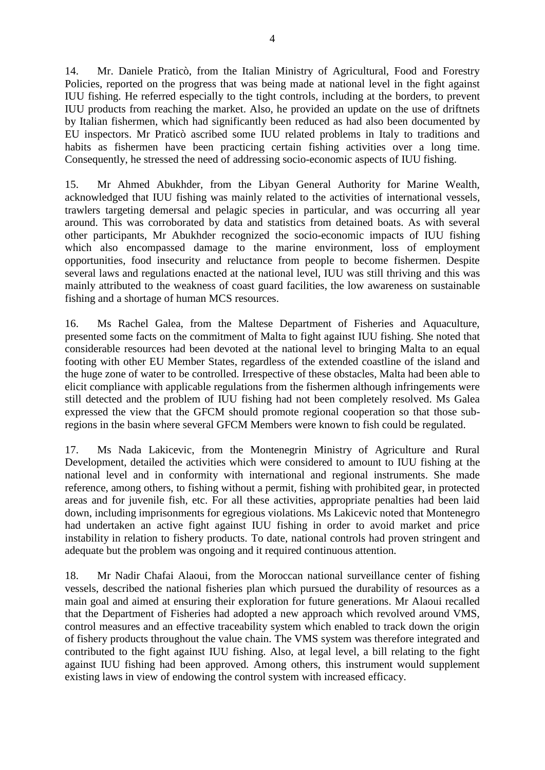14. Mr. Daniele Praticò, from the Italian Ministry of Agricultural, Food and Forestry Policies, reported on the progress that was being made at national level in the fight against IUU fishing. He referred especially to the tight controls, including at the borders, to prevent IUU products from reaching the market. Also, he provided an update on the use of driftnets by Italian fishermen, which had significantly been reduced as had also been documented by EU inspectors. Mr Praticò ascribed some IUU related problems in Italy to traditions and habits as fishermen have been practicing certain fishing activities over a long time. Consequently, he stressed the need of addressing socio-economic aspects of IUU fishing.

15. Mr Ahmed Abukhder, from the Libyan General Authority for Marine Wealth, acknowledged that IUU fishing was mainly related to the activities of international vessels, trawlers targeting demersal and pelagic species in particular, and was occurring all year around. This was corroborated by data and statistics from detained boats. As with several other participants, Mr Abukhder recognized the socio-economic impacts of IUU fishing which also encompassed damage to the marine environment, loss of employment opportunities, food insecurity and reluctance from people to become fishermen. Despite several laws and regulations enacted at the national level, IUU was still thriving and this was mainly attributed to the weakness of coast guard facilities, the low awareness on sustainable fishing and a shortage of human MCS resources.

16. Ms Rachel Galea, from the Maltese Department of Fisheries and Aquaculture, presented some facts on the commitment of Malta to fight against IUU fishing. She noted that considerable resources had been devoted at the national level to bringing Malta to an equal footing with other EU Member States, regardless of the extended coastline of the island and the huge zone of water to be controlled. Irrespective of these obstacles, Malta had been able to elicit compliance with applicable regulations from the fishermen although infringements were still detected and the problem of IUU fishing had not been completely resolved. Ms Galea expressed the view that the GFCM should promote regional cooperation so that those sub-regions in the basin where several GFCM Members were known to fish could be regulated.

17. Ms Nada Lakicevic, from the Montenegrin Ministry of Agriculture and Rural Development, detailed the activities which were considered to amount to IUU fishing at the national level and in conformity with international and regional instruments. She made reference, among others, to fishing without a permit, fishing with prohibited gear, in protected areas and for juvenile fish, etc. For all these activities, appropriate penalties had been laid down, including imprisonments for egregious violations. Ms Lakicevic noted that Montenegro had undertaken an active fight against IUU fishing in order to avoid market and price instability in relation to fishery products. To date, national controls had proven stringent and adequate but the problem was ongoing and it required continuous attention.

18. Mr Nadir Chafai Alaoui, from the Moroccan national surveillance center of fishing vessels, described the national fisheries plan which pursued the durability of resources as a main goal and aimed at ensuring their exploration for future generations. Mr Alaoui recalled that the Department of Fisheries had adopted a new approach which revolved around VMS, control measures and an effective traceability system which enabled to track down the origin of fishery products throughout the value chain. The VMS system was therefore integrated and contributed to the fight against IUU fishing. Also, at legal level, a bill relating to the fight against IUU fishing had been approved. Among others, this instrument would supplement existing laws in view of endowing the control system with increased efficacy.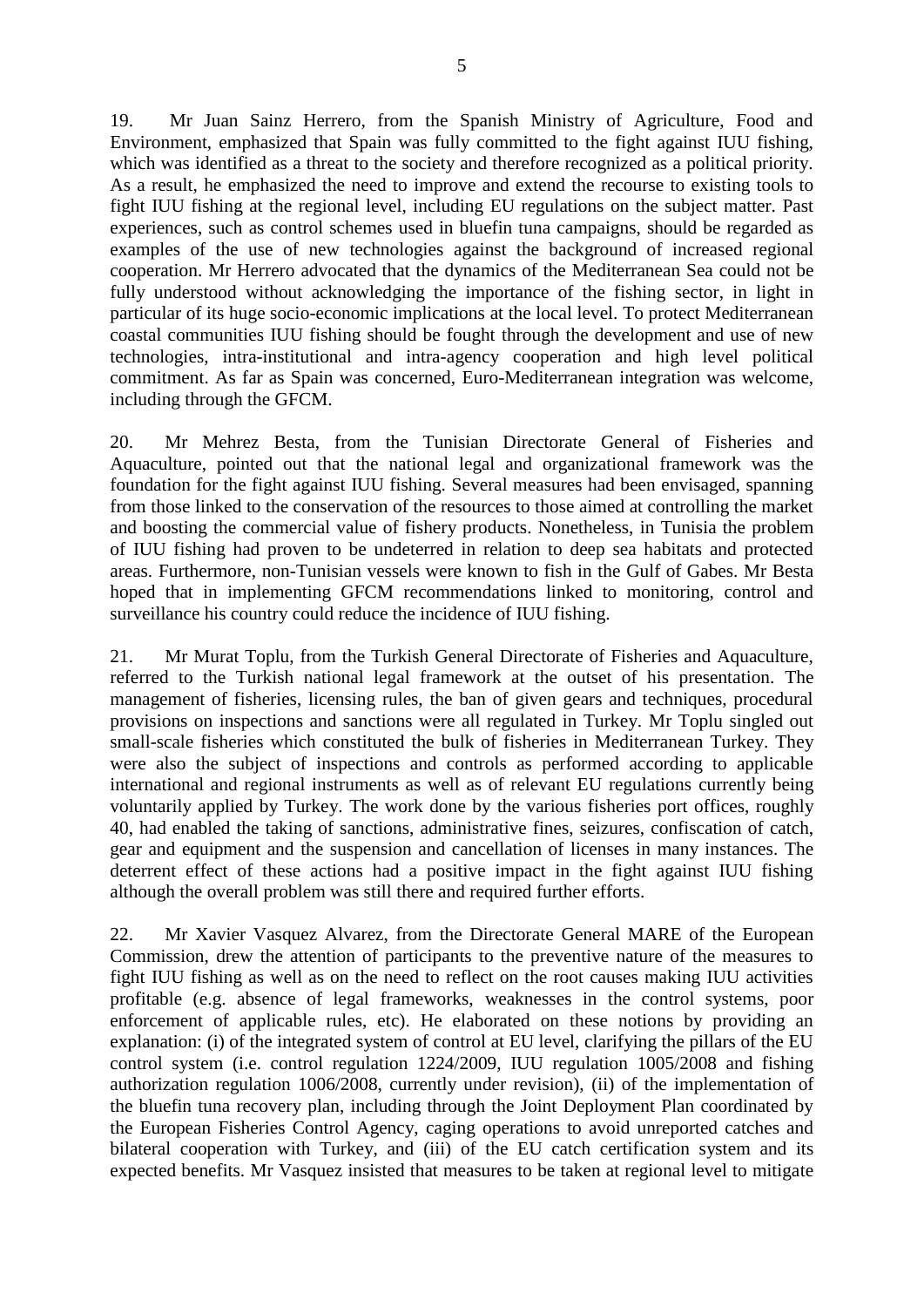19. Mr Juan Sainz Herrero, from the Spanish Ministry of Agriculture, Food and Environment, emphasized that Spain was fully committed to the fight against IUU fishing, which was identified as a threat to the society and therefore recognized as a political priority. As a result, he emphasized the need to improve and extend the recourse to existing tools to fight IUU fishing at the regional level, including EU regulations on the subject matter. Past experiences, such as control schemes used in bluefin tuna campaigns, should be regarded as examples of the use of new technologies against the background of increased regional cooperation. Mr Herrero advocated that the dynamics of the Mediterranean Sea could not be fully understood without acknowledging the importance of the fishing sector, in light in particular of its huge socio-economic implications at the local level. To protect Mediterranean coastal communities IUU fishing should be fought through the development and use of new technologies, intra-institutional and intra-agency cooperation and high level political commitment. As far as Spain was concerned, Euro-Mediterranean integration was welcome, including through the GFCM.

20. Mr Mehrez Besta, from the Tunisian Directorate General of Fisheries and Aquaculture, pointed out that the national legal and organizational framework was the foundation for the fight against IUU fishing. Several measures had been envisaged, spanning from those linked to the conservation of the resources to those aimed at controlling the market and boosting the commercial value of fishery products. Nonetheless, in Tunisia the problem of IUU fishing had proven to be undeterred in relation to deep sea habitats and protected areas. Furthermore, non-Tunisian vessels were known to fish in the Gulf of Gabes. Mr Besta hoped that in implementing GFCM recommendations linked to monitoring, control and surveillance his country could reduce the incidence of IUU fishing.

21. Mr Murat Toplu, from the Turkish General Directorate of Fisheries and Aquaculture, referred to the Turkish national legal framework at the outset of his presentation. The management of fisheries, licensing rules, the ban of given gears and techniques, procedural provisions on inspections and sanctions were all regulated in Turkey. Mr Toplu singled out small-scale fisheries which constituted the bulk of fisheries in Mediterranean Turkey. They were also the subject of inspections and controls as performed according to applicable international and regional instruments as well as of relevant EU regulations currently being voluntarily applied by Turkey. The work done by the various fisheries port offices, roughly 40, had enabled the taking of sanctions, administrative fines, seizures, confiscation of catch, gear and equipment and the suspension and cancellation of licenses in many instances. The deterrent effect of these actions had a positive impact in the fight against IUU fishing although the overall problem was still there and required further efforts.

22. Mr Xavier Vasquez Alvarez, from the Directorate General MARE of the European Commission, drew the attention of participants to the preventive nature of the measures to fight IUU fishing as well as on the need to reflect on the root causes making IUU activities profitable (e.g. absence of legal frameworks, weaknesses in the control systems, poor enforcement of applicable rules, etc). He elaborated on these notions by providing an explanation: (i) of the integrated system of control at EU level, clarifying the pillars of the EU control system (i.e. control regulation 1224/2009, IUU regulation 1005/2008 and fishing authorization regulation 1006/2008, currently under revision), (ii) of the implementation of the bluefin tuna recovery plan, including through the Joint Deployment Plan coordinated by the European Fisheries Control Agency, caging operations to avoid unreported catches and bilateral cooperation with Turkey, and (iii) of the EU catch certification system and its expected benefits. Mr Vasquez insisted that measures to be taken at regional level to mitigate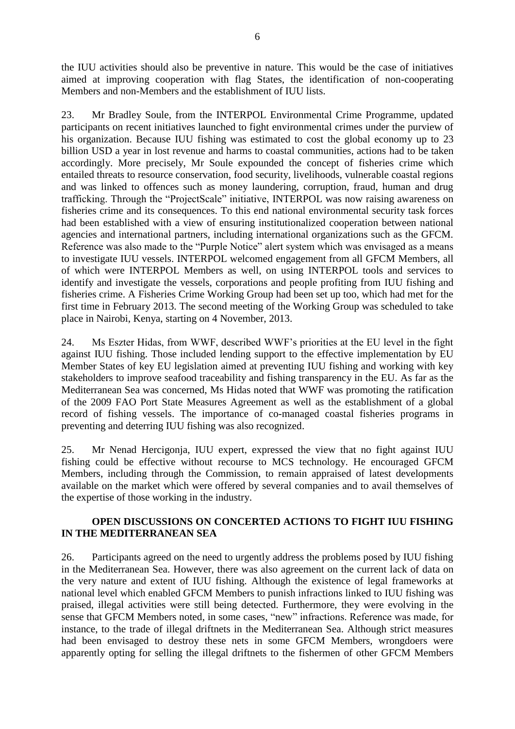the IUU activities should also be preventive in nature. This would be the case of initiatives aimed at improving cooperation with flag States, the identification of non-cooperating Members and non-Members and the establishment of IUU lists.

23. Mr Bradley Soule, from the INTERPOL Environmental Crime Programme, updated participants on recent initiatives launched to fight environmental crimes under the purview of his organization. Because IUU fishing was estimated to cost the global economy up to 23 billion USD a year in lost revenue and harms to coastal communities, actions had to be taken accordingly. More precisely, Mr Soule expounded the concept of fisheries crime which entailed threats to resource conservation, food security, livelihoods, vulnerable coastal regions and was linked to offences such as money laundering, corruption, fraud, human and drug trafficking. Through the "ProjectScale" initiative, INTERPOL was now raising awareness on fisheries crime and its consequences. To this end national environmental security task forces had been established with a view of ensuring institutionalized cooperation between national agencies and international partners, including international organizations such as the GFCM. Reference was also made to the "Purple Notice" alert system which was envisaged as a means to investigate IUU vessels. INTERPOL welcomed engagement from all GFCM Members, all of which were INTERPOL Members as well, on using INTERPOL tools and services to identify and investigate the vessels, corporations and people profiting from IUU fishing and fisheries crime. A Fisheries Crime Working Group had been set up too, which had met for the first time in February 2013. The second meeting of the Working Group was scheduled to take place in Nairobi, Kenya, starting on 4 November, 2013.

24. Ms Eszter Hidas, from WWF, described WWF's priorities at the EU level in the fight against IUU fishing. Those included lending support to the effective implementation by EU Member States of key EU legislation aimed at preventing IUU fishing and working with key stakeholders to improve seafood traceability and fishing transparency in the EU. As far as the Mediterranean Sea was concerned, Ms Hidas noted that WWF was promoting the ratification of the 2009 FAO Port State Measures Agreement as well as the establishment of a global record of fishing vessels. The importance of co-managed coastal fisheries programs in preventing and deterring IUU fishing was also recognized.

25. Mr Nenad Hercigonja, IUU expert, expressed the view that no fight against IUU fishing could be effective without recourse to MCS technology. He encouraged GFCM Members, including through the Commission, to remain appraised of latest developments available on the market which were offered by several companies and to avail themselves of the expertise of those working in the industry.

## OPEN DISCUSSIONS ON CONCERTED ACTIONS TO FIGHT IUU FISHING IN THE MEDITERRANEAN SEA

26. Participants agreed on the need to urgently address the problems posed by IUU fishing in the Mediterranean Sea. However, there was also agreement on the current lack of data on the very nature and extent of IUU fishing. Although the existence of legal frameworks at national level which enabled GFCM Members to punish infractions linked to IUU fishing was praised, illegal activities were still being detected. Furthermore, they were evolving in the sense that GFCM Members noted, in some cases, "new" infractions. Reference was made, for instance, to the trade of illegal driftnets in the Mediterranean Sea. Although strict measures had been envisaged to destroy these nets in some GFCM Members, wrongdoers were apparently opting for selling the illegal driftnets to the fishermen of other GFCM Members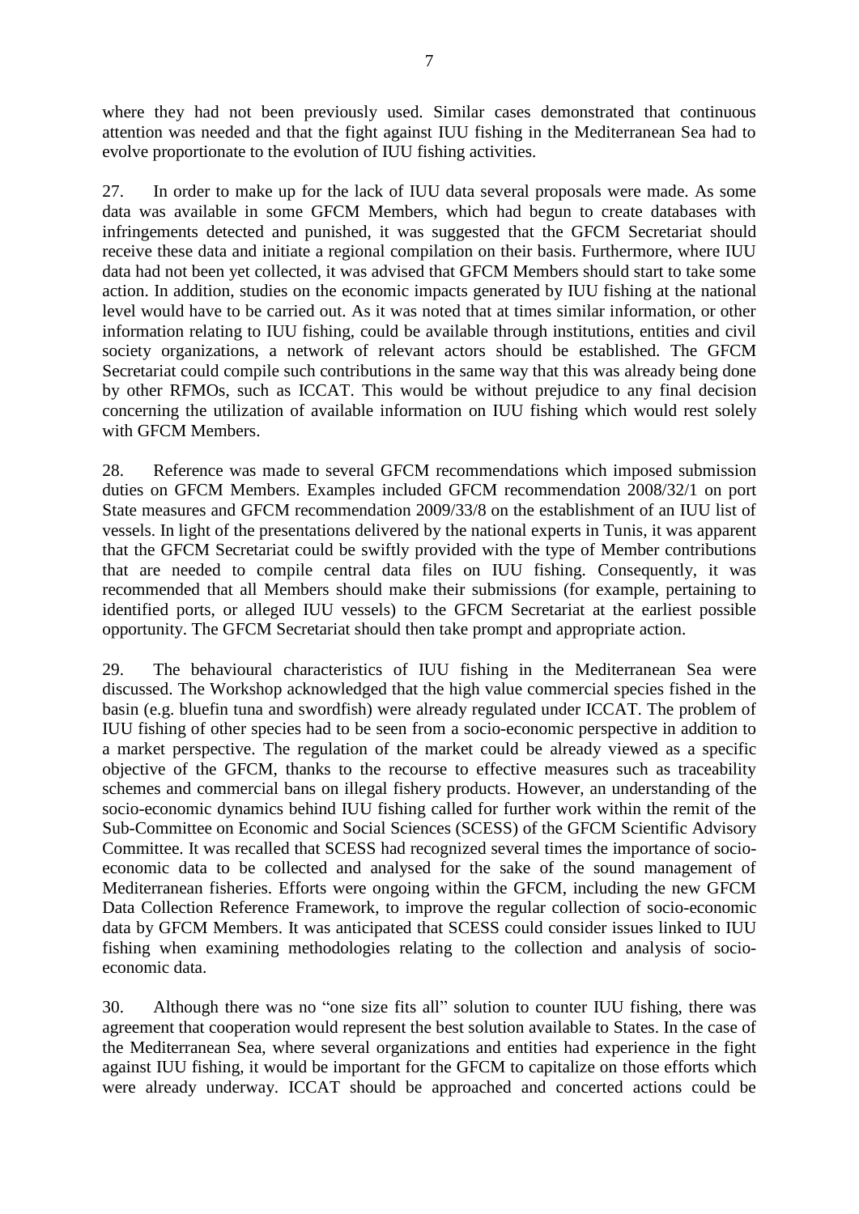where they had not been previously used. Similar cases demonstrated that continuous attention was needed and that the fight against IUU fishing in the Mediterranean Sea had to evolve proportionate to the evolution of IUU fishing activities.

27. In order to make up for the lack of IUU data several proposals were made. As some data was available in some GFCM Members, which had begun to create databases with infringements detected and punished, it was suggested that the GFCM Secretariat should receive these data and initiate a regional compilation on their basis. Furthermore, where IUU data had not been yet collected, it was advised that GFCM Members should start to take some action. In addition, studies on the economic impacts generated by IUU fishing at the national level would have to be carried out. As it was noted that at times similar information, or other information relating to IUU fishing, could be available through institutions, entities and civil society organizations, a network of relevant actors should be established. The GFCM Secretariat could compile such contributions in the same way that this was already being done by other RFMOs, such as ICCAT. This would be without prejudice to any final decision concerning the utilization of available information on IUU fishing which would rest solely with GFCM Members.

28. Reference was made to several GFCM recommendations which imposed submission duties on GFCM Members. Examples included GFCM recommendation 2008/32/1 on port State measures and GFCM recommendation 2009/33/8 on the establishment of an IUU list of vessels. In light of the presentations delivered by the national experts in Tunis, it was apparent that the GFCM Secretariat could be swiftly provided with the type of Member contributions that are needed to compile central data files on IUU fishing. Consequently, it was recommended that all Members should make their submissions (for example, pertaining to identified ports, or alleged IUU vessels) to the GFCM Secretariat at the earliest possible opportunity. The GFCM Secretariat should then take prompt and appropriate action.

29. The behavioural characteristics of IUU fishing in the Mediterranean Sea were discussed. The Workshop acknowledged that the high value commercial species fished in the basin (e.g. bluefin tuna and swordfish) were already regulated under ICCAT. The problem of IUU fishing of other species had to be seen from a socio-economic perspective in addition to a market perspective. The regulation of the market could be already viewed as a specific objective of the GFCM, thanks to the recourse to effective measures such as traceability schemes and commercial bans on illegal fishery products. However, an understanding of the socio-economic dynamics behind IUU fishing called for further work within the remit of the Sub-Committee on Economic and Social Sciences (SCESS) of the GFCM Scientific Advisory Committee. It was recalled that SCESS had recognized several times the importance of socio-economic data to be collected and analysed for the sake of the sound management of Mediterranean fisheries. Efforts were ongoing within the GFCM, including the new GFCM Data Collection Reference Framework, to improve the regular collection of socio-economic data by GFCM Members. It was anticipated that SCESS could consider issues linked to IUU fishing when examining methodologies relating to the collection and analysis of socio-economic data.

30. Although there was no “one size fits all” solution to counter IUU fishing, there was agreement that cooperation would represent the best solution available to States. In the case of the Mediterranean Sea, where several organizations and entities had experience in the fight against IUU fishing, it would be important for the GFCM to capitalize on those efforts which were already underway. ICCAT should be approached and concerted actions could be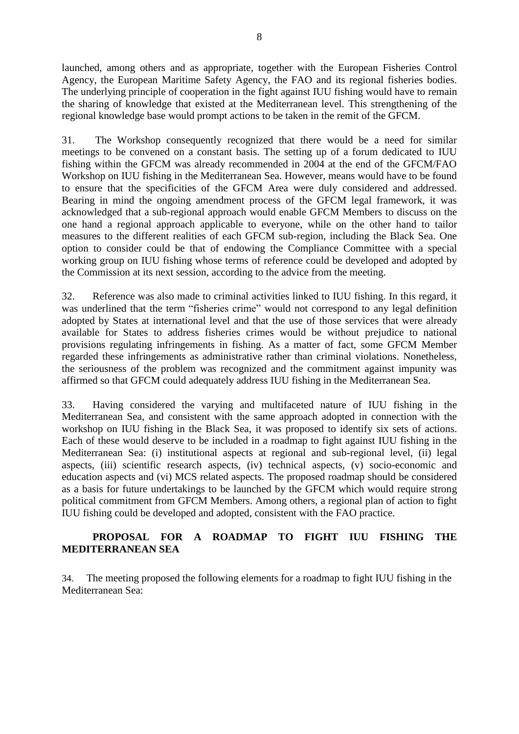launched, among others and as appropriate, together with the European Fisheries Control Agency, the European Maritime Safety Agency, the FAO and its regional fisheries bodies. The underlying principle of cooperation in the fight against IUU fishing would have to remain the sharing of knowledge that existed at the Mediterranean level. This strengthening of the regional knowledge base would prompt actions to be taken in the remit of the GFCM.

31. The Workshop consequently recognized that there would be a need for similar meetings to be convened on a constant basis. The setting up of a forum dedicated to IUU fishing within the GFCM was already recommended in 2004 at the end of the GFCM/FAO Workshop on IUU fishing in the Mediterranean Sea. However, means would have to be found to ensure that the specificities of the GFCM Area were duly considered and addressed. Bearing in mind the ongoing amendment process of the GFCM legal framework, it was acknowledged that a sub-regional approach would enable GFCM Members to discuss on the one hand a regional approach applicable to everyone, while on the other hand to tailor measures to the different realities of each GFCM sub-region, including the Black Sea. One option to consider could be that of endowing the Compliance Committee with a special working group on IUU fishing whose terms of reference could be developed and adopted by the Commission at its next session, according to the advice from the meeting.

32. Reference was also made to criminal activities linked to IUU fishing. In this regard, it was underlined that the term "fisheries crime" would not correspond to any legal definition adopted by States at international level and that the use of those services that were already available for States to address fisheries crimes would be without prejudice to national provisions regulating infringements in fishing. As a matter of fact, some GFCM Member regarded these infringements as administrative rather than criminal violations. Nonetheless, the seriousness of the problem was recognized and the commitment against impunity was affirmed so that GFCM could adequately address IUU fishing in the Mediterranean Sea.

33. Having considered the varying and multifaceted nature of IUU fishing in the Mediterranean Sea, and consistent with the same approach adopted in connection with the workshop on IUU fishing in the Black Sea, it was proposed to identify six sets of actions. Each of these would deserve to be included in a roadmap to fight against IUU fishing in the Mediterranean Sea: (i) institutional aspects at regional and sub-regional level, (ii) legal aspects, (iii) scientific research aspects, (iv) technical aspects, (v) socio-economic and education aspects and (vi) MCS related aspects. The proposed roadmap should be considered as a basis for future undertakings to be launched by the GFCM which would require strong political commitment from GFCM Members. Among others, a regional plan of action to fight IUU fishing could be developed and adopted, consistent with the FAO practice.

## PROPOSAL FOR A ROADMAP TO FIGHT IUU FISHING THE MEDITERRANEAN SEA

34. The meeting proposed the following elements for a roadmap to fight IUU fishing in the Mediterranean Sea: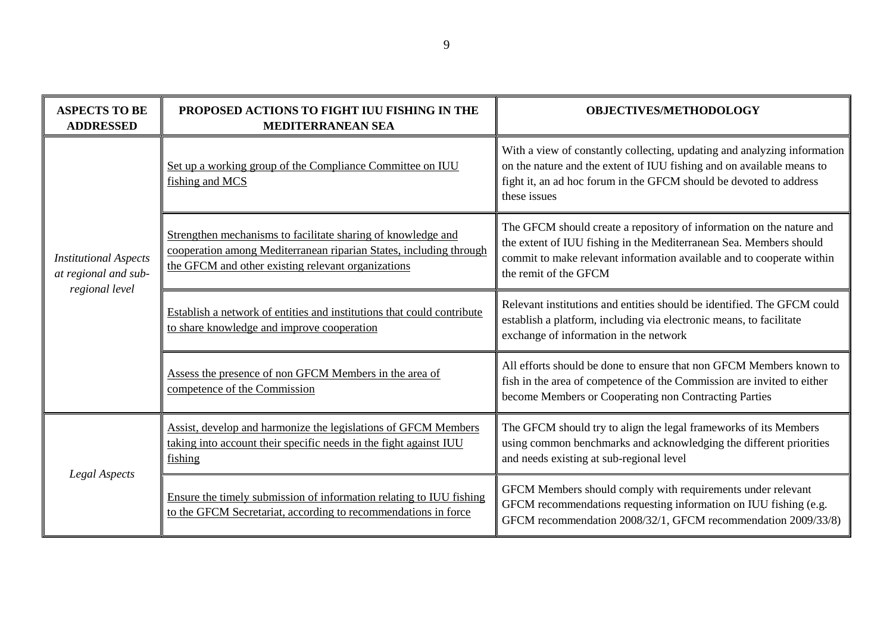| ASPECTS TO BE ADDRESSED | PROPOSED ACTIONS TO FIGHT IUU FISHING IN THE MEDITERRANEAN SEA | OBJECTIVES/METHODOLOGY |
|---|---|---|
| *Institutional Aspects at regional and sub-regional level* | Set up a working group of the Compliance Committee on IUU fishing and MCS | With a view of constantly collecting, updating and analyzing information on the nature and the extent of IUU fishing and on available means to fight it, an ad hoc forum in the GFCM should be devoted to address these issues |
| | Strengthen mechanisms to facilitate sharing of knowledge and cooperation among Mediterranean riparian States, including through the GFCM and other existing relevant organizations | The GFCM should create a repository of information on the nature and the extent of IUU fishing in the Mediterranean Sea. Members should commit to make relevant information available and to cooperate within the remit of the GFCM |
| | Establish a network of entities and institutions that could contribute to share knowledge and improve cooperation | Relevant institutions and entities should be identified. The GFCM could establish a platform, including via electronic means, to facilitate exchange of information in the network |
| | Assess the presence of non GFCM Members in the area of competence of the Commission | All efforts should be done to ensure that non GFCM Members known to fish in the area of competence of the Commission are invited to either become Members or Cooperating non Contracting Parties |
| *Legal Aspects* | Assist, develop and harmonize the legislations of GFCM Members taking into account their specific needs in the fight against IUU fishing | The GFCM should try to align the legal frameworks of its Members using common benchmarks and acknowledging the different priorities and needs existing at sub-regional level |
| | Ensure the timely submission of information relating to IUU fishing to the GFCM Secretariat, according to recommendations in force | GFCM Members should comply with requirements under relevant GFCM recommendations requesting information on IUU fishing (e.g. GFCM recommendation 2008/32/1, GFCM recommendation 2009/33/8) |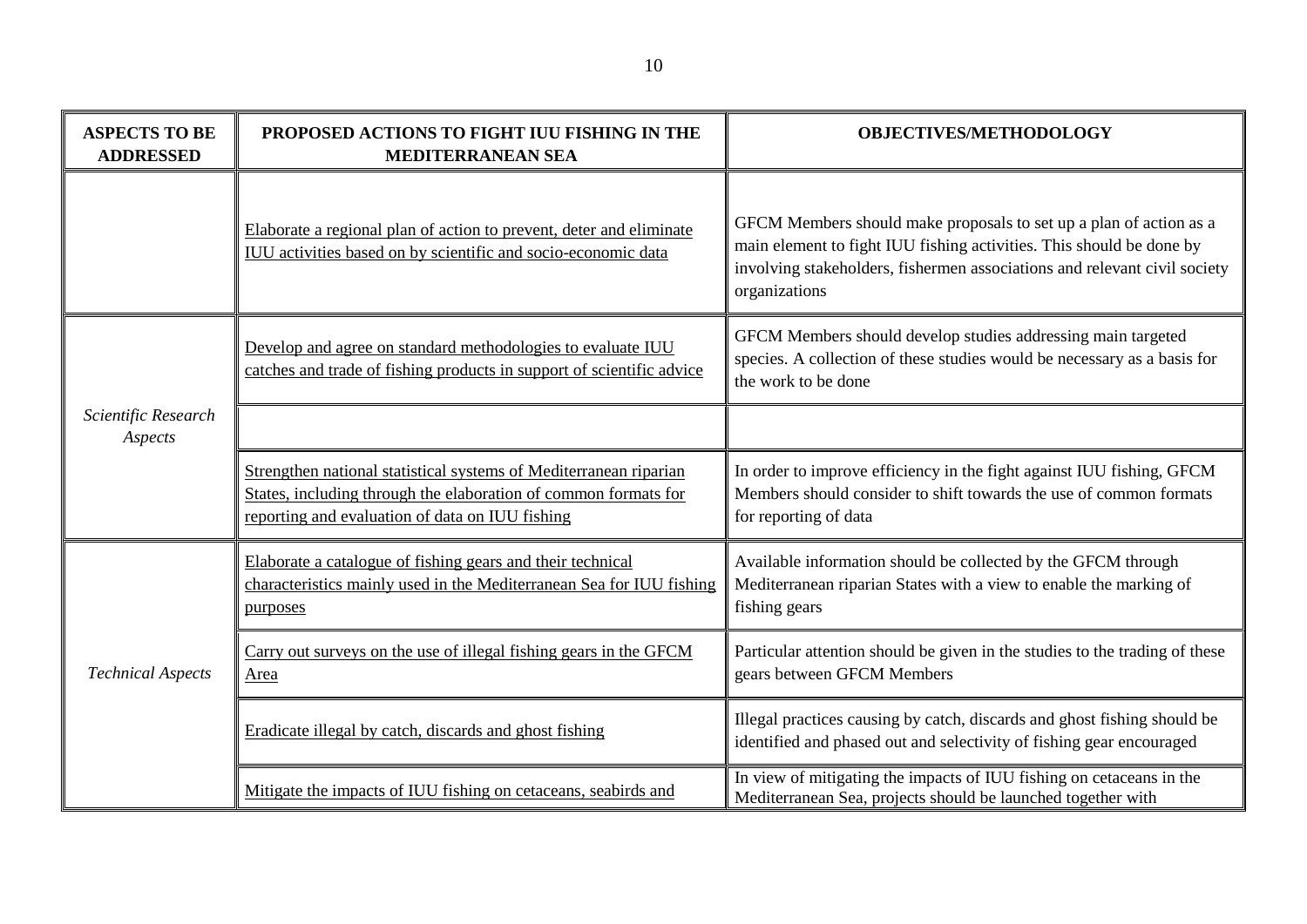| ASPECTS TO BE ADDRESSED | PROPOSED ACTIONS TO FIGHT IUU FISHING IN THE MEDITERRANEAN SEA | OBJECTIVES/METHODOLOGY |
|---|---|---|
| | Elaborate a regional plan of action to prevent, deter and eliminate IUU activities based on by scientific and socio-economic data | GFCM Members should make proposals to set up a plan of action as a main element to fight IUU fishing activities. This should be done by involving stakeholders, fishermen associations and relevant civil society organizations |
| *Scientific Research Aspects* | Develop and agree on standard methodologies to evaluate IUU catches and trade of fishing products in support of scientific advice | GFCM Members should develop studies addressing main targeted species. A collection of these studies would be necessary as a basis for the work to be done |
| | | |
| | Strengthen national statistical systems of Mediterranean riparian States, including through the elaboration of common formats for reporting and evaluation of data on IUU fishing | In order to improve efficiency in the fight against IUU fishing, GFCM Members should consider to shift towards the use of common formats for reporting of data |
| *Technical Aspects* | Elaborate a catalogue of fishing gears and their technical characteristics mainly used in the Mediterranean Sea for IUU fishing purposes | Available information should be collected by the GFCM through Mediterranean riparian States with a view to enable the marking of fishing gears |
| | Carry out surveys on the use of illegal fishing gears in the GFCM Area | Particular attention should be given in the studies to the trading of these gears between GFCM Members |
| | Eradicate illegal by catch, discards and ghost fishing | Illegal practices causing by catch, discards and ghost fishing should be identified and phased out and selectivity of fishing gear encouraged |
| | Mitigate the impacts of IUU fishing on cetaceans, seabirds and | In view of mitigating the impacts of IUU fishing on cetaceans in the Mediterranean Sea, projects should be launched together with |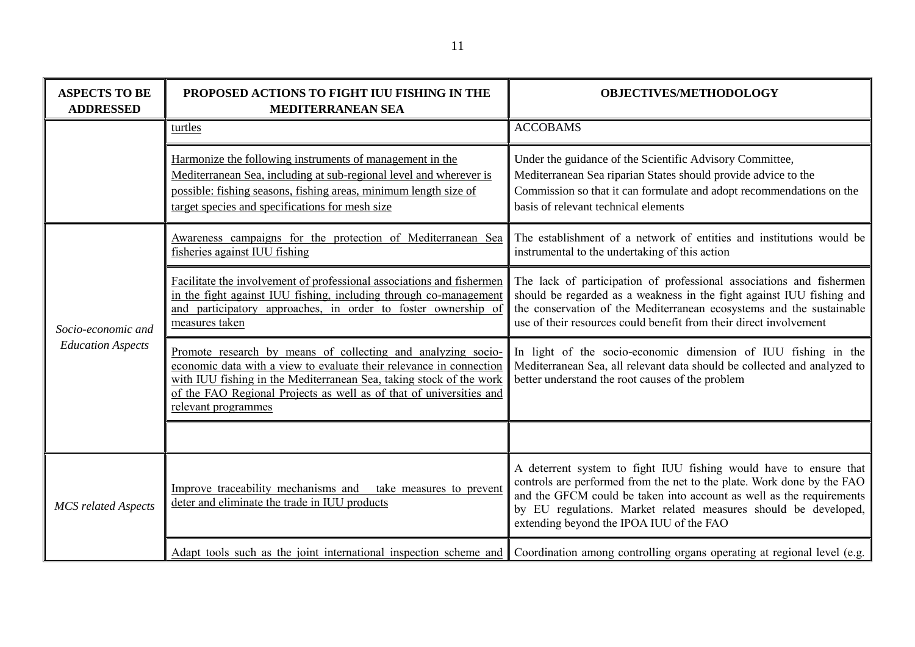| ASPECTS TO BE ADDRESSED | PROPOSED ACTIONS TO FIGHT IUU FISHING IN THE MEDITERRANEAN SEA | OBJECTIVES/METHODOLOGY |
|---|---|---|
| | turtles | ACCOBAMS |
| | Harmonize the following instruments of management in the Mediterranean Sea, including at sub-regional level and wherever is possible: fishing seasons, fishing areas, minimum length size of target species and specifications for mesh size | Under the guidance of the Scientific Advisory Committee, Mediterranean Sea riparian States should provide advice to the Commission so that it can formulate and adopt recommendations on the basis of relevant technical elements |
| *Socio-economic and Education Aspects* | Awareness campaigns for the protection of Mediterranean Sea fisheries against IUU fishing | The establishment of a network of entities and institutions would be instrumental to the undertaking of this action |
| | Facilitate the involvement of professional associations and fishermen in the fight against IUU fishing, including through co-management and participatory approaches, in order to foster ownership of measures taken | The lack of participation of professional associations and fishermen should be regarded as a weakness in the fight against IUU fishing and the conservation of the Mediterranean ecosystems and the sustainable use of their resources could benefit from their direct involvement |
| | Promote research by means of collecting and analyzing socio-economic data with a view to evaluate their relevance in connection with IUU fishing in the Mediterranean Sea, taking stock of the work of the FAO Regional Projects as well as of that of universities and relevant programmes | In light of the socio-economic dimension of IUU fishing in the Mediterranean Sea, all relevant data should be collected and analyzed to better understand the root causes of the problem |
| | | |
| *MCS related Aspects* | Improve traceability mechanisms and take measures to prevent deter and eliminate the trade in IUU products | A deterrent system to fight IUU fishing would have to ensure that controls are performed from the net to the plate. Work done by the FAO and the GFCM could be taken into account as well as the requirements by EU regulations. Market related measures should be developed, extending beyond the IPOA IUU of the FAO |
| | Adapt tools such as the joint international inspection scheme and | Coordination among controlling organs operating at regional level (e.g. |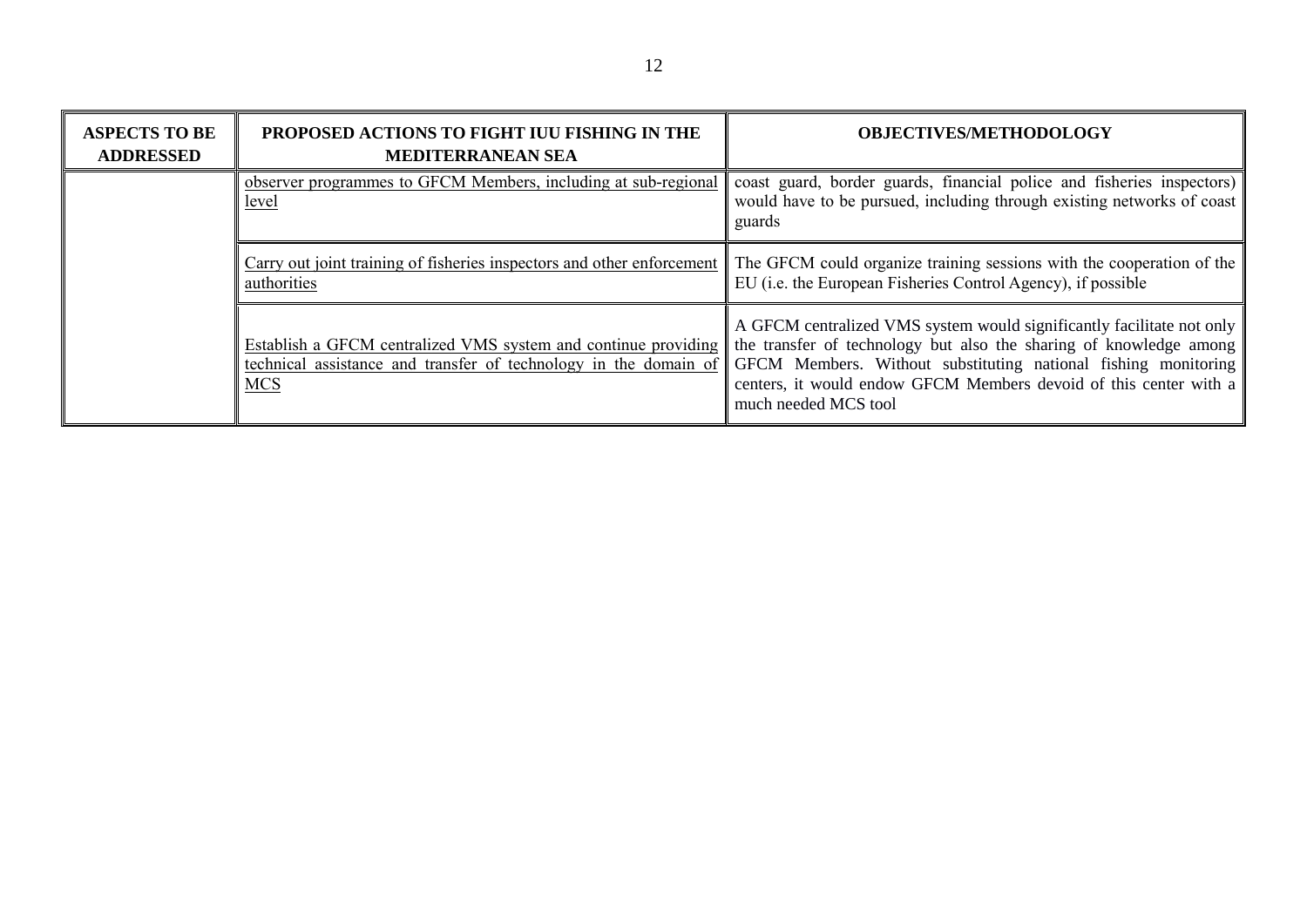| ASPECTS TO BE ADDRESSED | PROPOSED ACTIONS TO FIGHT IUU FISHING IN THE MEDITERRANEAN SEA | OBJECTIVES/METHODOLOGY |
|---|---|---|
| | observer programmes to GFCM Members, including at sub-regional level | coast guard, border guards, financial police and fisheries inspectors) would have to be pursued, including through existing networks of coast guards |
| | Carry out joint training of fisheries inspectors and other enforcement authorities | The GFCM could organize training sessions with the cooperation of the EU (i.e. the European Fisheries Control Agency), if possible |
| | Establish a GFCM centralized VMS system and continue providing technical assistance and transfer of technology in the domain of MCS | A GFCM centralized VMS system would significantly facilitate not only the transfer of technology but also the sharing of knowledge among GFCM Members. Without substituting national fishing monitoring centers, it would endow GFCM Members devoid of this center with a much needed MCS tool |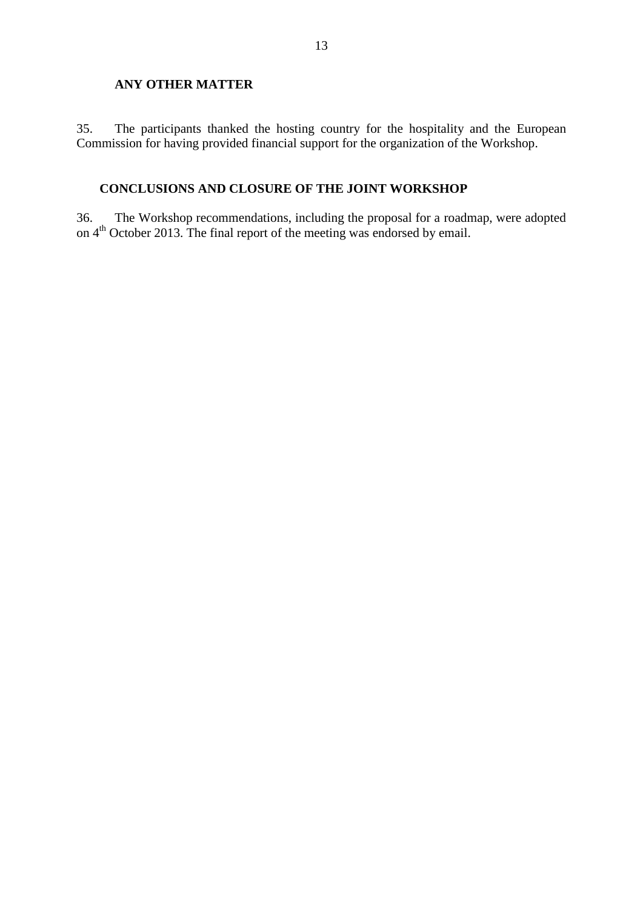## ANY OTHER MATTER

35. The participants thanked the hosting country for the hospitality and the European Commission for having provided financial support for the organization of the Workshop.

## CONCLUSIONS AND CLOSURE OF THE JOINT WORKSHOP

36. The Workshop recommendations, including the proposal for a roadmap, were adopted on 4th October 2013. The final report of the meeting was endorsed by email.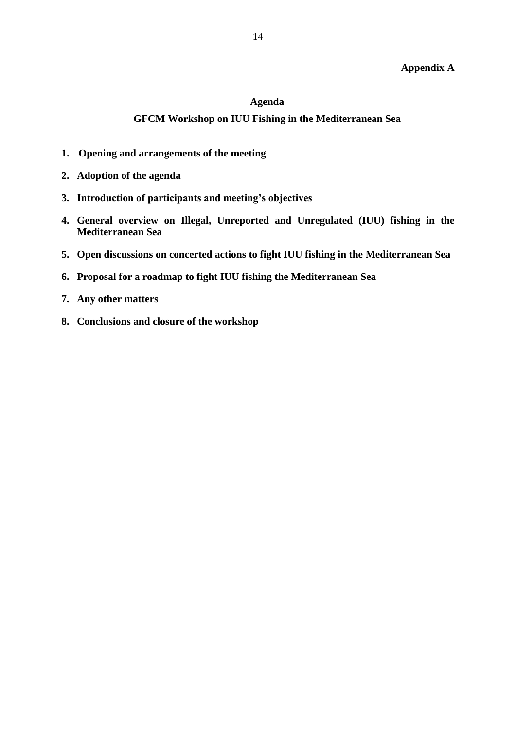**Appendix A**

## Agenda

## GFCM Workshop on IUU Fishing in the Mediterranean Sea

1. **Opening and arrangements of the meeting**
2. **Adoption of the agenda**
3. **Introduction of participants and meeting's objectives**
4. **General overview on Illegal, Unreported and Unregulated (IUU) fishing in the Mediterranean Sea**
5. **Open discussions on concerted actions to fight IUU fishing in the Mediterranean Sea**
6. **Proposal for a roadmap to fight IUU fishing the Mediterranean Sea**
7. **Any other matters**
8. **Conclusions and closure of the workshop**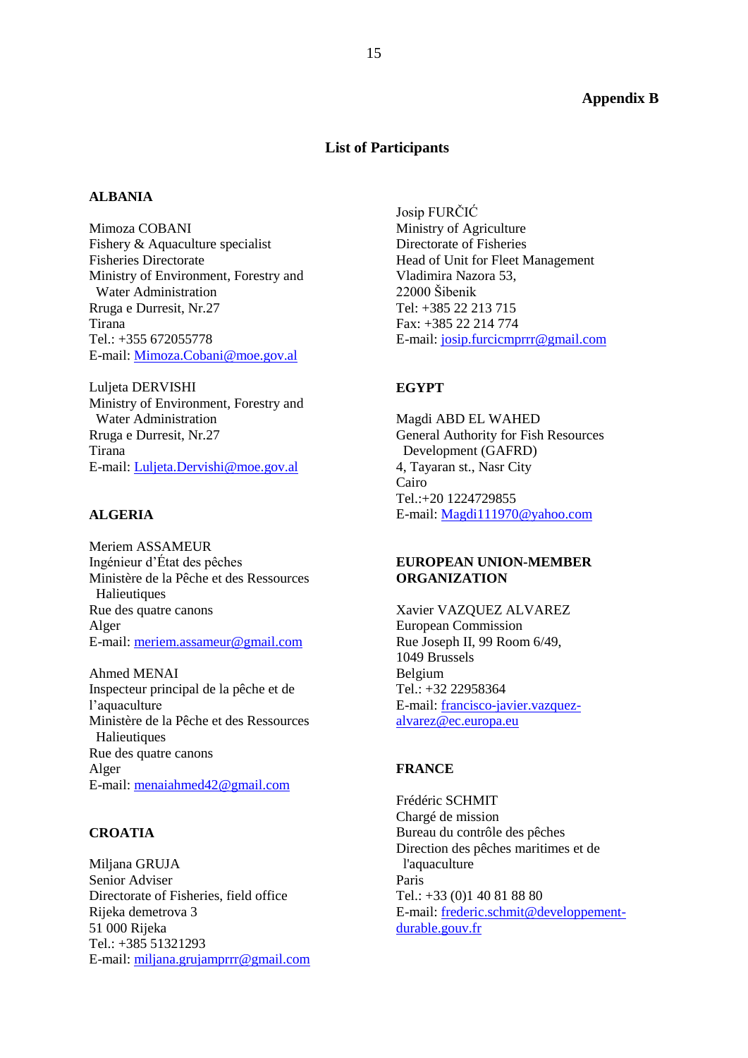**Appendix B**

**List of Participants**

**ALBANIA**

Mimoza COBANI
Fishery & Aquaculture specialist
Fisheries Directorate
Ministry of Environment, Forestry and Water Administration
Rruga e Durresit, Nr.27
Tirana
Tel.: +355 672055778
E-mail: Mimoza.Cobani@moe.gov.al

Luljeta DERVISHI
Ministry of Environment, Forestry and Water Administration
Rruga e Durresit, Nr.27
Tirana
E-mail: Luljeta.Dervishi@moe.gov.al

**ALGERIA**

Meriem ASSAMEUR
Ingénieur d'État des pêches
Ministère de la Pêche et des Ressources Halieutiques
Rue des quatre canons
Alger
E-mail: meriem.assameur@gmail.com

Ahmed MENAI
Inspecteur principal de la pêche et de l'aquaculture
Ministère de la Pêche et des Ressources Halieutiques
Rue des quatre canons
Alger
E-mail: menaiahmed42@gmail.com

**CROATIA**

Miljana GRUJA
Senior Adviser
Directorate of Fisheries, field office
Rijeka demetrova 3
51 000 Rijeka
Tel.: +385 51321293
E-mail: miljana.grujamprrr@gmail.com

Josip FURČIĆ
Ministry of Agriculture
Directorate of Fisheries
Head of Unit for Fleet Management
Vladimira Nazora 53,
22000 Šibenik
Tel: +385 22 213 715
Fax: +385 22 214 774
E-mail: josip.furcicmprrr@gmail.com

**EGYPT**

Magdi ABD EL WAHED
General Authority for Fish Resources Development (GAFRD)
4, Tayaran st., Nasr City
Cairo
Tel.:+20 1224729855
E-mail: Magdi111970@yahoo.com

**EUROPEAN UNION-MEMBER ORGANIZATION**

Xavier VAZQUEZ ALVAREZ
European Commission
Rue Joseph II, 99 Room 6/49,
1049 Brussels
Belgium
Tel.: +32 22958364
E-mail: francisco-javier.vazquez-alvarez@ec.europa.eu

**FRANCE**

Frédéric SCHMIT
Chargé de mission
Bureau du contrôle des pêches
Direction des pêches maritimes et de l'aquaculture
Paris
Tel.: +33 (0)1 40 81 88 80
E-mail: frederic.schmit@developpement-durable.gouv.fr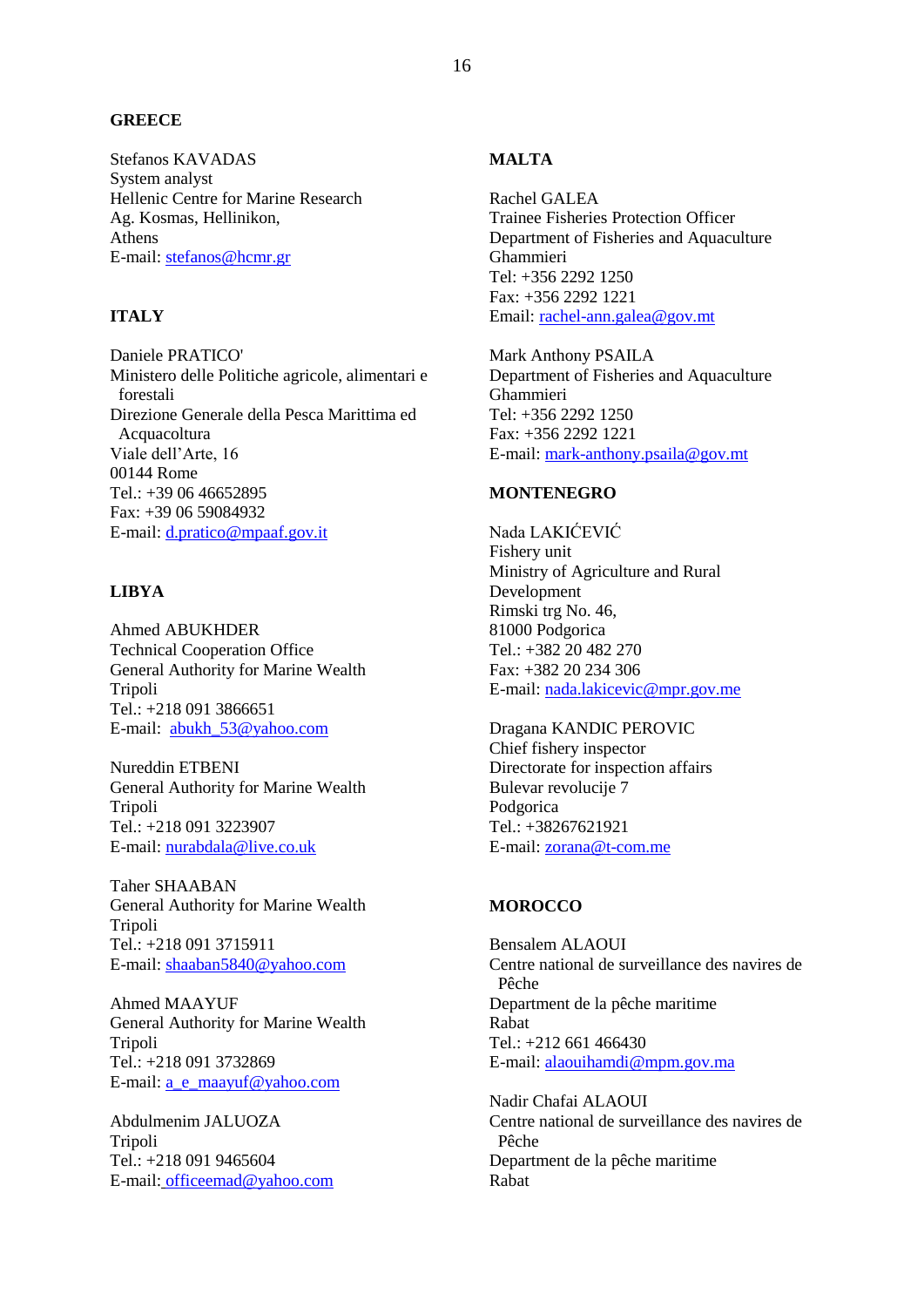**GREECE**

Stefanos KAVADAS
System analyst
Hellenic Centre for Marine Research
Ag. Kosmas, Hellinikon,
Athens
E-mail: stefanos@hcmr.gr

**ITALY**

Daniele PRATICO'
Ministero delle Politiche agricole, alimentari e forestali
Direzione Generale della Pesca Marittima ed Acquacoltura
Viale dell'Arte, 16
00144 Rome
Tel.: +39 06 46652895
Fax: +39 06 59084932
E-mail: d.pratico@mpaaf.gov.it

**LIBYA**

Ahmed ABUKHDER
Technical Cooperation Office
General Authority for Marine Wealth
Tripoli
Tel.: +218 091 3866651
E-mail: abukh_53@yahoo.com

Nureddin ETBENI
General Authority for Marine Wealth
Tripoli
Tel.: +218 091 3223907
E-mail: nurabdala@live.co.uk

Taher SHAABAN
General Authority for Marine Wealth
Tripoli
Tel.: +218 091 3715911
E-mail: shaaban5840@yahoo.com

Ahmed MAAYUF
General Authority for Marine Wealth
Tripoli
Tel.: +218 091 3732869
E-mail: a_e_maayuf@yahoo.com

Abdulmenim JALUOZA
Tripoli
Tel.: +218 091 9465604
E-mail: officeemad@yahoo.com

**MALTA**

Rachel GALEA
Trainee Fisheries Protection Officer
Department of Fisheries and Aquaculture
Ghammieri
Tel: +356 2292 1250
Fax: +356 2292 1221
Email: rachel-ann.galea@gov.mt

Mark Anthony PSAILA
Department of Fisheries and Aquaculture
Ghammieri
Tel: +356 2292 1250
Fax: +356 2292 1221
E-mail: mark-anthony.psaila@gov.mt

**MONTENEGRO**

Nada LAKIĆEVIĆ
Fishery unit
Ministry of Agriculture and Rural Development
Rimski trg No. 46,
81000 Podgorica
Tel.: +382 20 482 270
Fax: +382 20 234 306
E-mail: nada.lakicevic@mpr.gov.me

Dragana KANDIC PEROVIC
Chief fishery inspector
Directorate for inspection affairs
Bulevar revolucije 7
Podgorica
Tel.: +38267621921
E-mail: zorana@t-com.me

**MOROCCO**

Bensalem ALAOUI
Centre national de surveillance des navires de Pêche
Department de la pêche maritime
Rabat
Tel.: +212 661 466430
E-mail: alaouihamdi@mpm.gov.ma

Nadir Chafai ALAOUI
Centre national de surveillance des navires de Pêche
Department de la pêche maritime
Rabat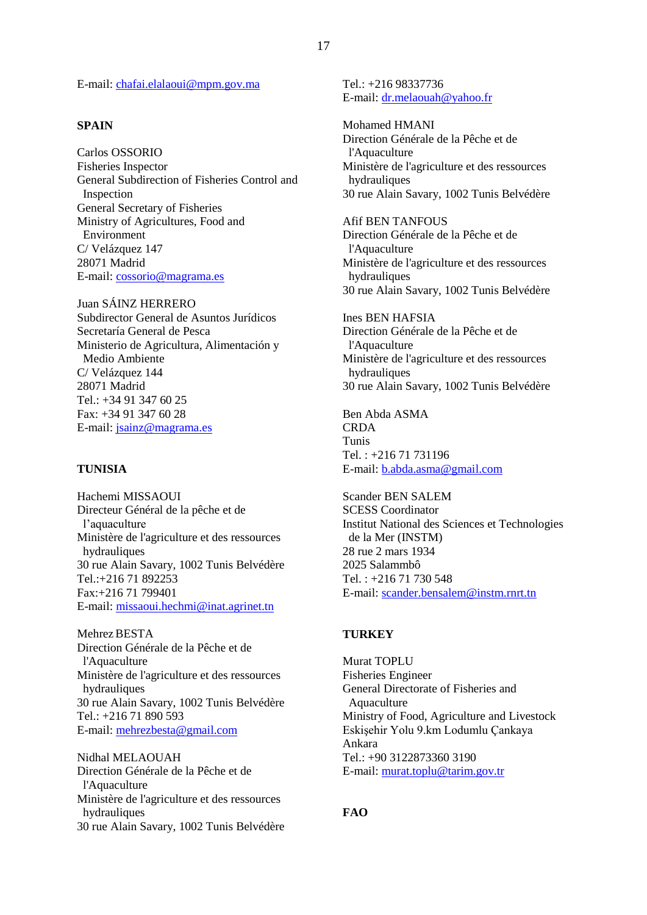E-mail: chafai.elalaoui@mpm.gov.ma

**SPAIN**

Carlos OSSORIO
Fisheries Inspector
General Subdirection of Fisheries Control and Inspection
General Secretary of Fisheries
Ministry of Agricultures, Food and Environment
C/ Velázquez 147
28071 Madrid
E-mail: cossorio@magrama.es

Juan SÁINZ HERRERO
Subdirector General de Asuntos Jurídicos
Secretaría General de Pesca
Ministerio de Agricultura, Alimentación y Medio Ambiente
C/ Velázquez 144
28071 Madrid
Tel.: +34 91 347 60 25
Fax: +34 91 347 60 28
E-mail: jsainz@magrama.es

**TUNISIA**

Hachemi MISSAOUI
Directeur Général de la pêche et de l'aquaculture
Ministère de l'agriculture et des ressources hydrauliques
30 rue Alain Savary, 1002 Tunis Belvédère
Tel.:+216 71 892253
Fax:+216 71 799401
E-mail: missaoui.hechmi@inat.agrinet.tn

Mehrez BESTA
Direction Générale de la Pêche et de l'Aquaculture
Ministère de l'agriculture et des ressources hydrauliques
30 rue Alain Savary, 1002 Tunis Belvédère
Tel.: +216 71 890 593
E-mail: mehrezbesta@gmail.com

Nidhal MELAOUAH
Direction Générale de la Pêche et de l'Aquaculture
Ministère de l'agriculture et des ressources hydrauliques
30 rue Alain Savary, 1002 Tunis Belvédère
Tel.: +216 98337736
E-mail: dr.melaouah@yahoo.fr

Mohamed HMANI
Direction Générale de la Pêche et de l'Aquaculture
Ministère de l'agriculture et des ressources hydrauliques
30 rue Alain Savary, 1002 Tunis Belvédère

Afif BEN TANFOUS
Direction Générale de la Pêche et de l'Aquaculture
Ministère de l'agriculture et des ressources hydrauliques
30 rue Alain Savary, 1002 Tunis Belvédère

Ines BEN HAFSIA
Direction Générale de la Pêche et de l'Aquaculture
Ministère de l'agriculture et des ressources hydrauliques
30 rue Alain Savary, 1002 Tunis Belvédère

Ben Abda ASMA
CRDA
Tunis
Tel. : +216 71 731196
E-mail: b.abda.asma@gmail.com

Scander BEN SALEM
SCESS Coordinator
Institut National des Sciences et Technologies de la Mer (INSTM)
28 rue 2 mars 1934
2025 Salammbô
Tel. : +216 71 730 548
E-mail: scander.bensalem@instm.rnrt.tn

**TURKEY**

Murat TOPLU
Fisheries Engineer
General Directorate of Fisheries and Aquaculture
Ministry of Food, Agriculture and Livestock
Eskişehir Yolu 9.km Lodumlu Çankaya
Ankara
Tel.: +90 3122873360 3190
E-mail: murat.toplu@tarim.gov.tr

**FAO**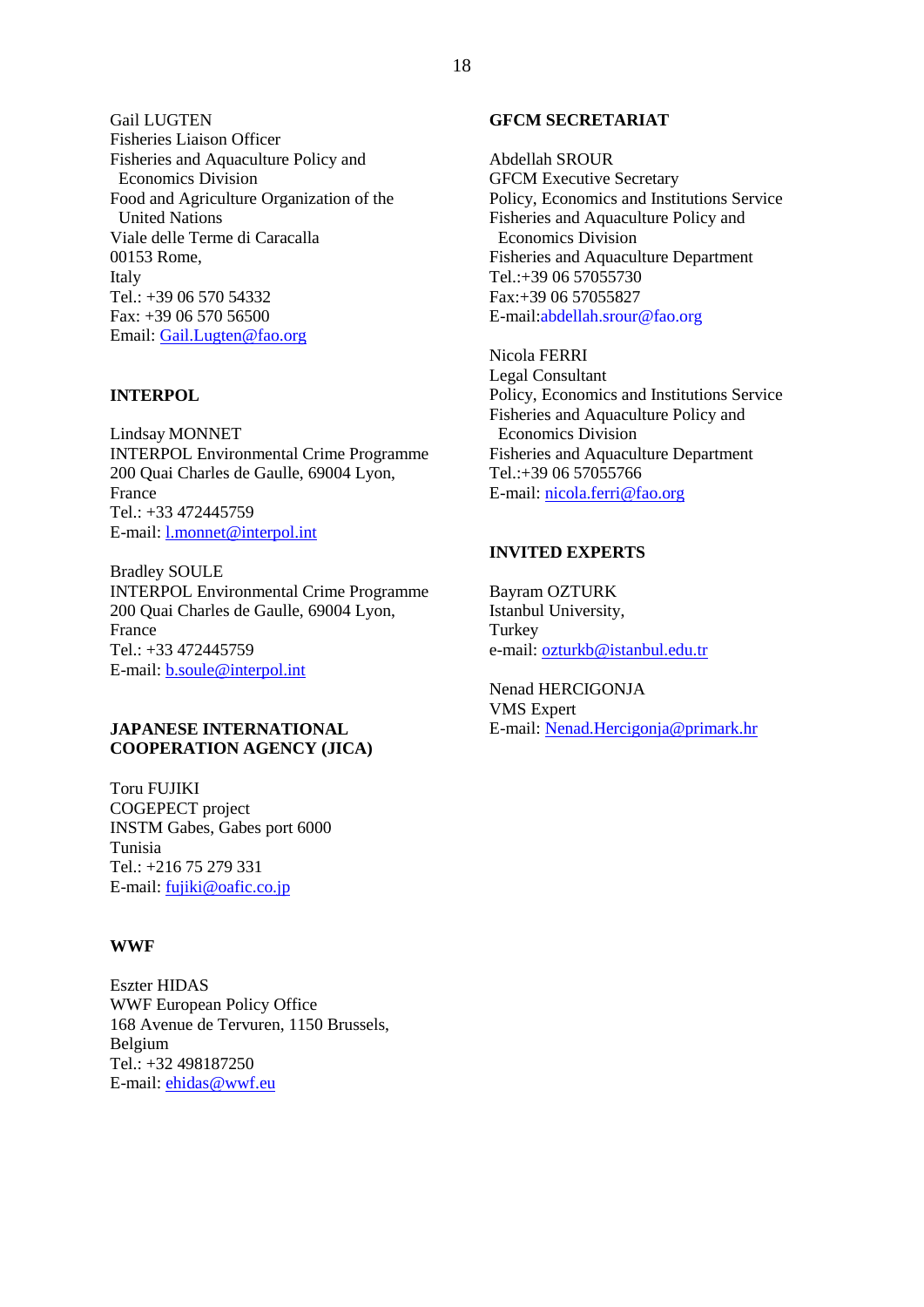Gail LUGTEN
Fisheries Liaison Officer
Fisheries and Aquaculture Policy and Economics Division
Food and Agriculture Organization of the United Nations
Viale delle Terme di Caracalla
00153 Rome,
Italy
Tel.: +39 06 570 54332
Fax: +39 06 570 56500
Email: Gail.Lugten@fao.org

**INTERPOL**

Lindsay MONNET
INTERPOL Environmental Crime Programme
200 Quai Charles de Gaulle, 69004 Lyon,
France
Tel.: +33 472445759
E-mail: l.monnet@interpol.int

Bradley SOULE
INTERPOL Environmental Crime Programme
200 Quai Charles de Gaulle, 69004 Lyon,
France
Tel.: +33 472445759
E-mail: b.soule@interpol.int

**JAPANESE INTERNATIONAL COOPERATION AGENCY (JICA)**

Toru FUJIKI
COGEPECT project
INSTM Gabes, Gabes port 6000
Tunisia
Tel.: +216 75 279 331
E-mail: fujiki@oafic.co.jp

**WWF**

Eszter HIDAS
WWF European Policy Office
168 Avenue de Tervuren, 1150 Brussels,
Belgium
Tel.: +32 498187250
E-mail: ehidas@wwf.eu

**GFCM SECRETARIAT**

Abdellah SROUR
GFCM Executive Secretary
Policy, Economics and Institutions Service
Fisheries and Aquaculture Policy and Economics Division
Fisheries and Aquaculture Department
Tel.:+39 06 57055730
Fax:+39 06 57055827
E-mail:abdellah.srour@fao.org

Nicola FERRI
Legal Consultant
Policy, Economics and Institutions Service
Fisheries and Aquaculture Policy and Economics Division
Fisheries and Aquaculture Department
Tel.:+39 06 57055766
E-mail: nicola.ferri@fao.org

**INVITED EXPERTS**

Bayram OZTURK
Istanbul University,
Turkey
e-mail: ozturkb@istanbul.edu.tr

Nenad HERCIGONJA
VMS Expert
E-mail: Nenad.Hercigonja@primark.hr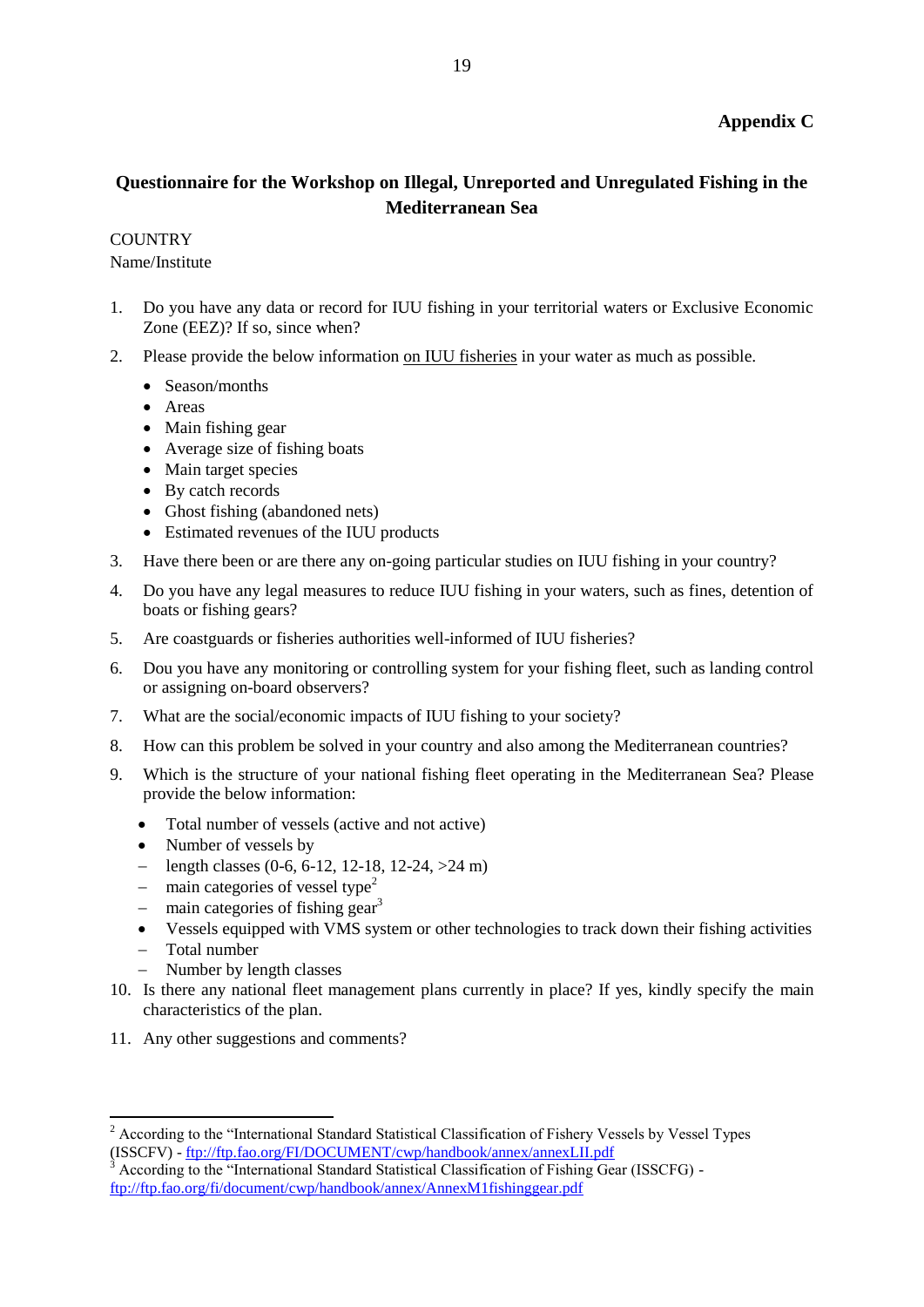**Appendix C**

## Questionnaire for the Workshop on Illegal, Unreported and Unregulated Fishing in the Mediterranean Sea

COUNTRY
Name/Institute

1. Do you have any data or record for IUU fishing in your territorial waters or Exclusive Economic Zone (EEZ)? If so, since when?
2. Please provide the below information on IUU fisheries in your water as much as possible.
   - Season/months
   - Areas
   - Main fishing gear
   - Average size of fishing boats
   - Main target species
   - By catch records
   - Ghost fishing (abandoned nets)
   - Estimated revenues of the IUU products
3. Have there been or are there any on-going particular studies on IUU fishing in your country?
4. Do you have any legal measures to reduce IUU fishing in your waters, such as fines, detention of boats or fishing gears?
5. Are coastguards or fisheries authorities well-informed of IUU fisheries?
6. Dou you have any monitoring or controlling system for your fishing fleet, such as landing control or assigning on-board observers?
7. What are the social/economic impacts of IUU fishing to your society?
8. How can this problem be solved in your country and also among the Mediterranean countries?
9. Which is the structure of your national fishing fleet operating in the Mediterranean Sea? Please provide the below information:
   - Total number of vessels (active and not active)
   - Number of vessels by
     - length classes (0-6, 6-12, 12-18, 12-24, >24 m)
     - main categories of vessel type[2]
     - main categories of fishing gear[3]
   - Vessels equipped with VMS system or other technologies to track down their fishing activities
     - Total number
     - Number by length classes
10. Is there any national fleet management plans currently in place? If yes, kindly specify the main characteristics of the plan.
11. Any other suggestions and comments?

---

[2] According to the "International Standard Statistical Classification of Fishery Vessels by Vessel Types (ISSCFV) - ftp://ftp.fao.org/FI/DOCUMENT/cwp/handbook/annex/annexLII.pdf

[3] According to the "International Standard Statistical Classification of Fishing Gear (ISSCFG) - ftp://ftp.fao.org/fi/document/cwp/handbook/annex/AnnexM1fishinggear.pdf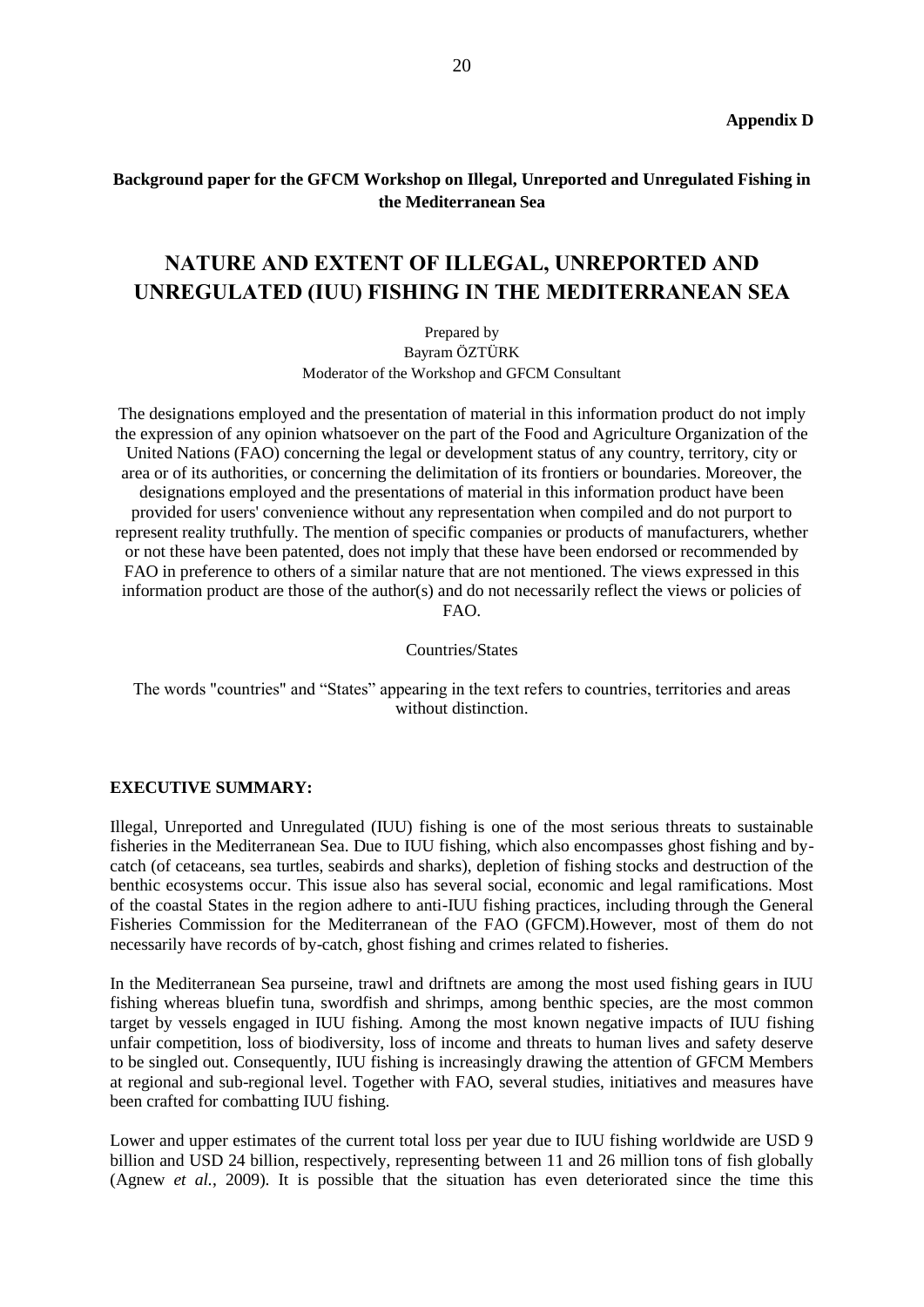**Appendix D**

**Background paper for the GFCM Workshop on Illegal, Unreported and Unregulated Fishing in the Mediterranean Sea**

# NATURE AND EXTENT OF ILLEGAL, UNREPORTED AND UNREGULATED (IUU) FISHING IN THE MEDITERRANEAN SEA

Prepared by
Bayram ÖZTÜRK
Moderator of the Workshop and GFCM Consultant

The designations employed and the presentation of material in this information product do not imply the expression of any opinion whatsoever on the part of the Food and Agriculture Organization of the United Nations (FAO) concerning the legal or development status of any country, territory, city or area or of its authorities, or concerning the delimitation of its frontiers or boundaries. Moreover, the designations employed and the presentations of material in this information product have been provided for users' convenience without any representation when compiled and do not purport to represent reality truthfully. The mention of specific companies or products of manufacturers, whether or not these have been patented, does not imply that these have been endorsed or recommended by FAO in preference to others of a similar nature that are not mentioned. The views expressed in this information product are those of the author(s) and do not necessarily reflect the views or policies of FAO.

Countries/States

The words "countries" and "States" appearing in the text refers to countries, territories and areas without distinction.

**EXECUTIVE SUMMARY:**

Illegal, Unreported and Unregulated (IUU) fishing is one of the most serious threats to sustainable fisheries in the Mediterranean Sea. Due to IUU fishing, which also encompasses ghost fishing and by-catch (of cetaceans, sea turtles, seabirds and sharks), depletion of fishing stocks and destruction of the benthic ecosystems occur. This issue also has several social, economic and legal ramifications. Most of the coastal States in the region adhere to anti-IUU fishing practices, including through the General Fisheries Commission for the Mediterranean of the FAO (GFCM).However, most of them do not necessarily have records of by-catch, ghost fishing and crimes related to fisheries.

In the Mediterranean Sea purseine, trawl and driftnets are among the most used fishing gears in IUU fishing whereas bluefin tuna, swordfish and shrimps, among benthic species, are the most common target by vessels engaged in IUU fishing. Among the most known negative impacts of IUU fishing unfair competition, loss of biodiversity, loss of income and threats to human lives and safety deserve to be singled out. Consequently, IUU fishing is increasingly drawing the attention of GFCM Members at regional and sub-regional level. Together with FAO, several studies, initiatives and measures have been crafted for combatting IUU fishing.

Lower and upper estimates of the current total loss per year due to IUU fishing worldwide are USD 9 billion and USD 24 billion, respectively, representing between 11 and 26 million tons of fish globally (Agnew *et al.*, 2009). It is possible that the situation has even deteriorated since the time this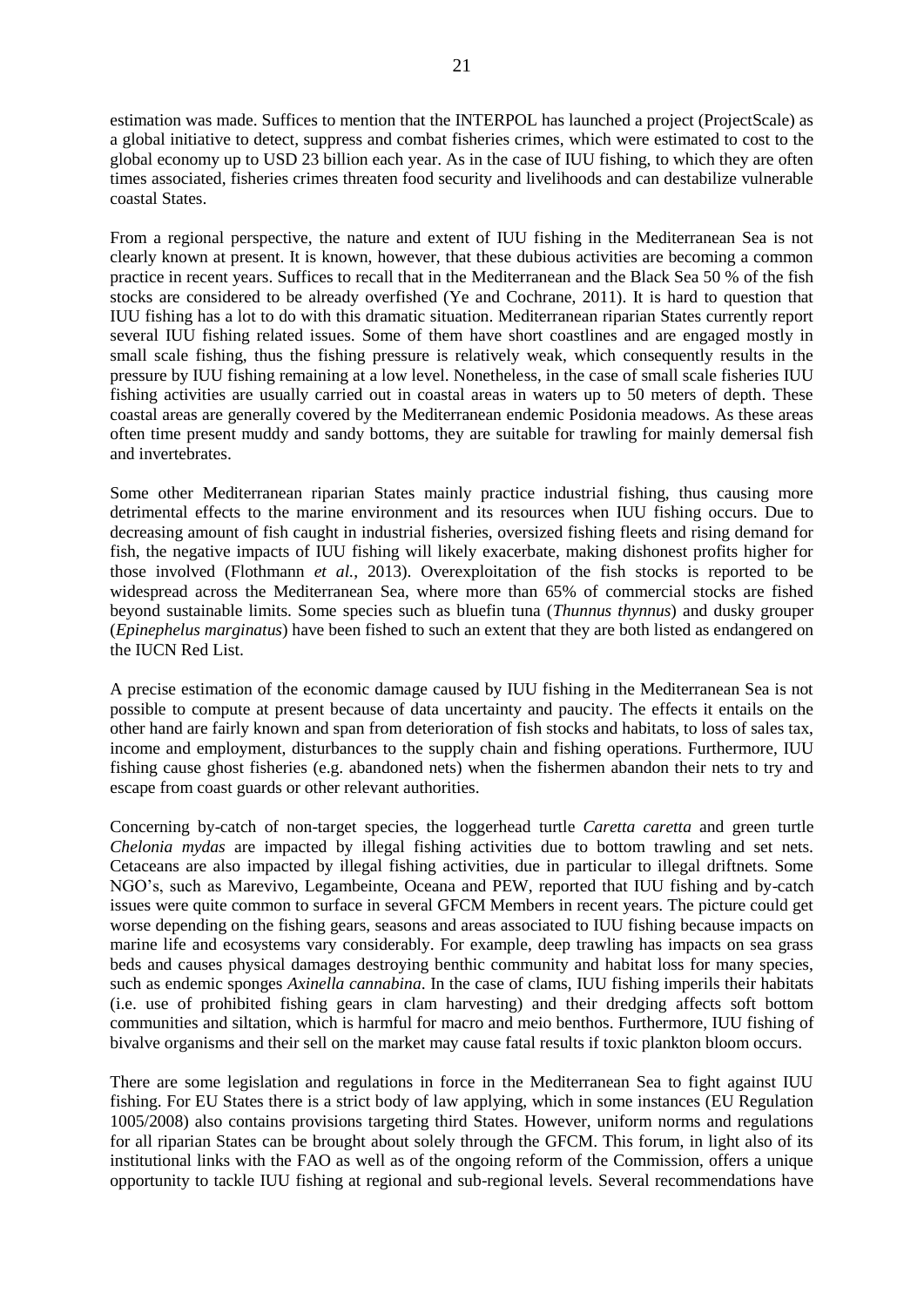estimation was made. Suffices to mention that the INTERPOL has launched a project (ProjectScale) as a global initiative to detect, suppress and combat fisheries crimes, which were estimated to cost to the global economy up to USD 23 billion each year. As in the case of IUU fishing, to which they are often times associated, fisheries crimes threaten food security and livelihoods and can destabilize vulnerable coastal States.

From a regional perspective, the nature and extent of IUU fishing in the Mediterranean Sea is not clearly known at present. It is known, however, that these dubious activities are becoming a common practice in recent years. Suffices to recall that in the Mediterranean and the Black Sea 50 % of the fish stocks are considered to be already overfished (Ye and Cochrane, 2011). It is hard to question that IUU fishing has a lot to do with this dramatic situation. Mediterranean riparian States currently report several IUU fishing related issues. Some of them have short coastlines and are engaged mostly in small scale fishing, thus the fishing pressure is relatively weak, which consequently results in the pressure by IUU fishing remaining at a low level. Nonetheless, in the case of small scale fisheries IUU fishing activities are usually carried out in coastal areas in waters up to 50 meters of depth. These coastal areas are generally covered by the Mediterranean endemic Posidonia meadows. As these areas often time present muddy and sandy bottoms, they are suitable for trawling for mainly demersal fish and invertebrates.

Some other Mediterranean riparian States mainly practice industrial fishing, thus causing more detrimental effects to the marine environment and its resources when IUU fishing occurs. Due to decreasing amount of fish caught in industrial fisheries, oversized fishing fleets and rising demand for fish, the negative impacts of IUU fishing will likely exacerbate, making dishonest profits higher for those involved (Flothmann *et al.*, 2013). Overexploitation of the fish stocks is reported to be widespread across the Mediterranean Sea, where more than 65% of commercial stocks are fished beyond sustainable limits. Some species such as bluefin tuna (*Thunnus thynnus*) and dusky grouper (*Epinephelus marginatus*) have been fished to such an extent that they are both listed as endangered on the IUCN Red List.

A precise estimation of the economic damage caused by IUU fishing in the Mediterranean Sea is not possible to compute at present because of data uncertainty and paucity. The effects it entails on the other hand are fairly known and span from deterioration of fish stocks and habitats, to loss of sales tax, income and employment, disturbances to the supply chain and fishing operations. Furthermore, IUU fishing cause ghost fisheries (e.g. abandoned nets) when the fishermen abandon their nets to try and escape from coast guards or other relevant authorities.

Concerning by-catch of non-target species, the loggerhead turtle *Caretta caretta* and green turtle *Chelonia mydas* are impacted by illegal fishing activities due to bottom trawling and set nets. Cetaceans are also impacted by illegal fishing activities, due in particular to illegal driftnets. Some NGO's, such as Marevivo, Legambeinte, Oceana and PEW, reported that IUU fishing and by-catch issues were quite common to surface in several GFCM Members in recent years. The picture could get worse depending on the fishing gears, seasons and areas associated to IUU fishing because impacts on marine life and ecosystems vary considerably. For example, deep trawling has impacts on sea grass beds and causes physical damages destroying benthic community and habitat loss for many species, such as endemic sponges *Axinella cannabina*. In the case of clams, IUU fishing imperils their habitats (i.e. use of prohibited fishing gears in clam harvesting) and their dredging affects soft bottom communities and siltation, which is harmful for macro and meio benthos. Furthermore, IUU fishing of bivalve organisms and their sell on the market may cause fatal results if toxic plankton bloom occurs.

There are some legislation and regulations in force in the Mediterranean Sea to fight against IUU fishing. For EU States there is a strict body of law applying, which in some instances (EU Regulation 1005/2008) also contains provisions targeting third States. However, uniform norms and regulations for all riparian States can be brought about solely through the GFCM. This forum, in light also of its institutional links with the FAO as well as of the ongoing reform of the Commission, offers a unique opportunity to tackle IUU fishing at regional and sub-regional levels. Several recommendations have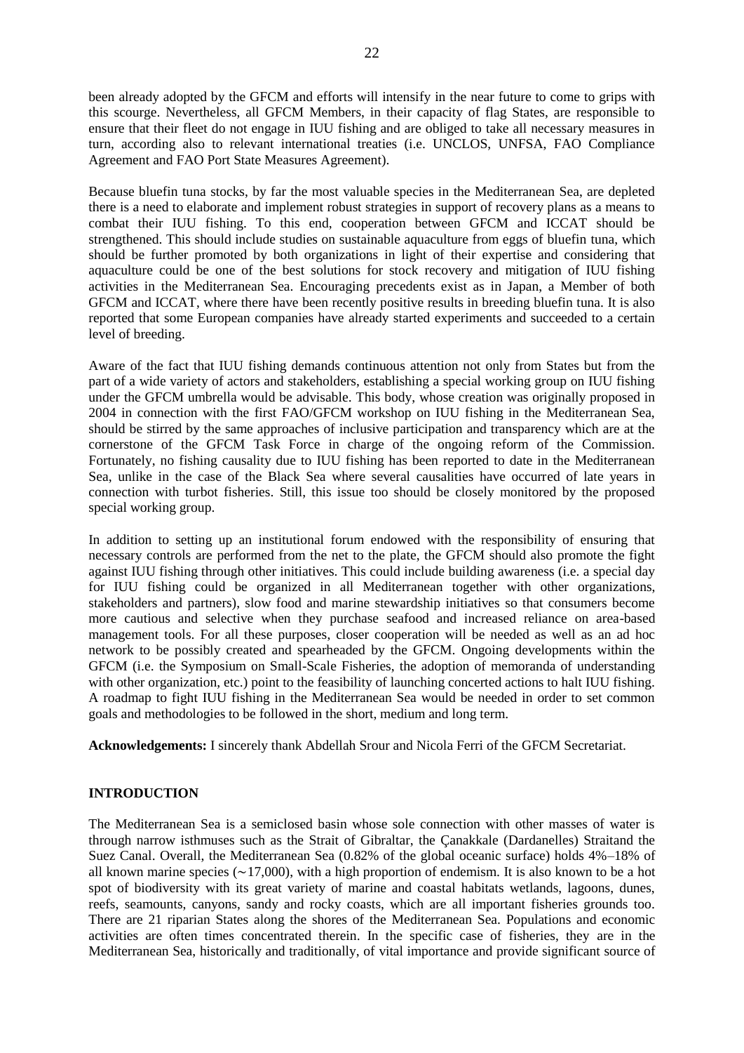been already adopted by the GFCM and efforts will intensify in the near future to come to grips with this scourge. Nevertheless, all GFCM Members, in their capacity of flag States, are responsible to ensure that their fleet do not engage in IUU fishing and are obliged to take all necessary measures in turn, according also to relevant international treaties (i.e. UNCLOS, UNFSA, FAO Compliance Agreement and FAO Port State Measures Agreement).

Because bluefin tuna stocks, by far the most valuable species in the Mediterranean Sea, are depleted there is a need to elaborate and implement robust strategies in support of recovery plans as a means to combat their IUU fishing. To this end, cooperation between GFCM and ICCAT should be strengthened. This should include studies on sustainable aquaculture from eggs of bluefin tuna, which should be further promoted by both organizations in light of their expertise and considering that aquaculture could be one of the best solutions for stock recovery and mitigation of IUU fishing activities in the Mediterranean Sea. Encouraging precedents exist as in Japan, a Member of both GFCM and ICCAT, where there have been recently positive results in breeding bluefin tuna. It is also reported that some European companies have already started experiments and succeeded to a certain level of breeding.

Aware of the fact that IUU fishing demands continuous attention not only from States but from the part of a wide variety of actors and stakeholders, establishing a special working group on IUU fishing under the GFCM umbrella would be advisable. This body, whose creation was originally proposed in 2004 in connection with the first FAO/GFCM workshop on IUU fishing in the Mediterranean Sea, should be stirred by the same approaches of inclusive participation and transparency which are at the cornerstone of the GFCM Task Force in charge of the ongoing reform of the Commission. Fortunately, no fishing causality due to IUU fishing has been reported to date in the Mediterranean Sea, unlike in the case of the Black Sea where several causalities have occurred of late years in connection with turbot fisheries. Still, this issue too should be closely monitored by the proposed special working group.

In addition to setting up an institutional forum endowed with the responsibility of ensuring that necessary controls are performed from the net to the plate, the GFCM should also promote the fight against IUU fishing through other initiatives. This could include building awareness (i.e. a special day for IUU fishing could be organized in all Mediterranean together with other organizations, stakeholders and partners), slow food and marine stewardship initiatives so that consumers become more cautious and selective when they purchase seafood and increased reliance on area-based management tools. For all these purposes, closer cooperation will be needed as well as an ad hoc network to be possibly created and spearheaded by the GFCM. Ongoing developments within the GFCM (i.e. the Symposium on Small-Scale Fisheries, the adoption of memoranda of understanding with other organization, etc.) point to the feasibility of launching concerted actions to halt IUU fishing. A roadmap to fight IUU fishing in the Mediterranean Sea would be needed in order to set common goals and methodologies to be followed in the short, medium and long term.

**Acknowledgements:** I sincerely thank Abdellah Srour and Nicola Ferri of the GFCM Secretariat.

## INTRODUCTION

The Mediterranean Sea is a semiclosed basin whose sole connection with other masses of water is through narrow isthmuses such as the Strait of Gibraltar, the Çanakkale (Dardanelles) Straitand the Suez Canal. Overall, the Mediterranean Sea (0.82% of the global oceanic surface) holds 4%–18% of all known marine species (∼17,000), with a high proportion of endemism. It is also known to be a hot spot of biodiversity with its great variety of marine and coastal habitats wetlands, lagoons, dunes, reefs, seamounts, canyons, sandy and rocky coasts, which are all important fisheries grounds too. There are 21 riparian States along the shores of the Mediterranean Sea. Populations and economic activities are often times concentrated therein. In the specific case of fisheries, they are in the Mediterranean Sea, historically and traditionally, of vital importance and provide significant source of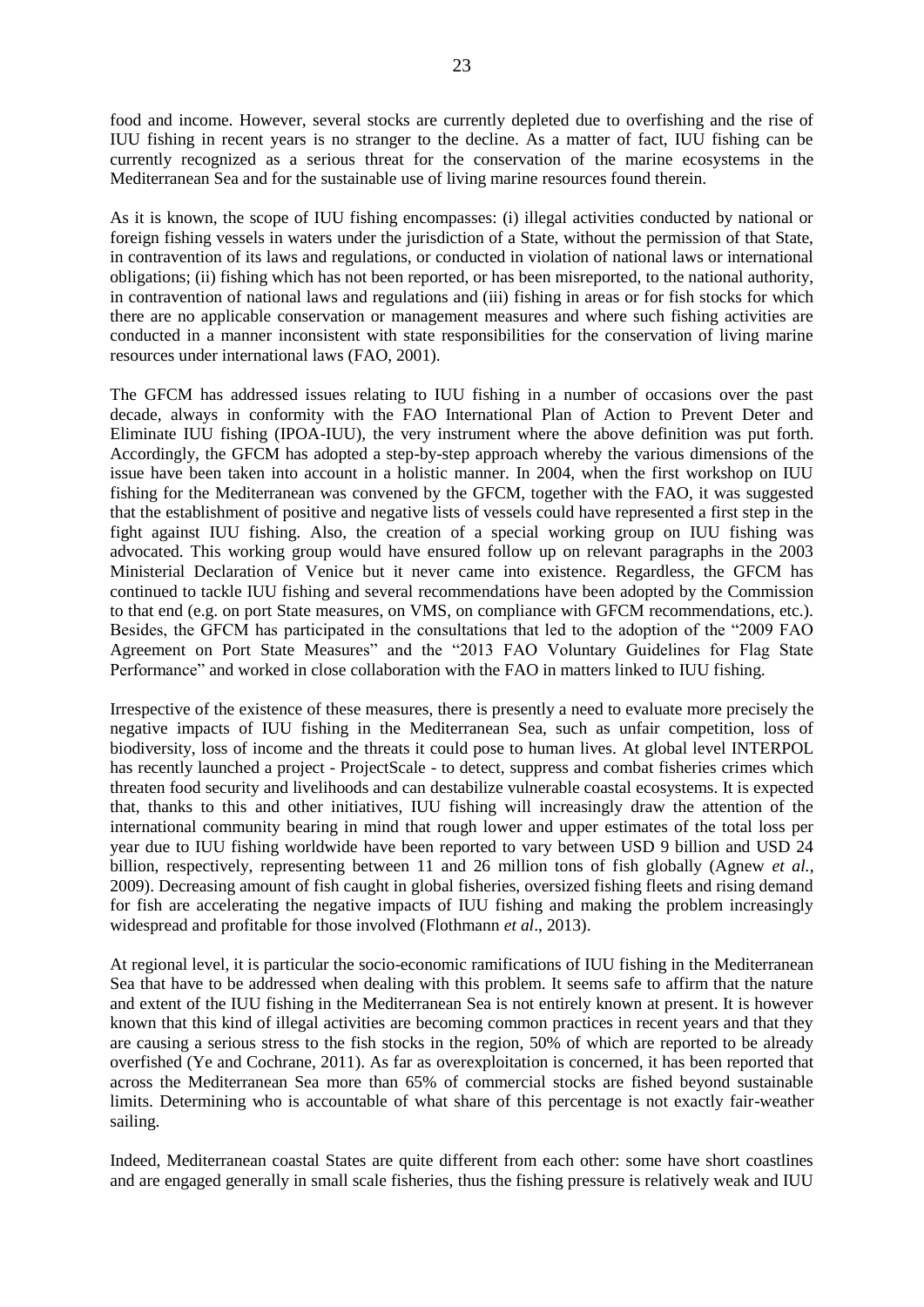food and income. However, several stocks are currently depleted due to overfishing and the rise of IUU fishing in recent years is no stranger to the decline. As a matter of fact, IUU fishing can be currently recognized as a serious threat for the conservation of the marine ecosystems in the Mediterranean Sea and for the sustainable use of living marine resources found therein.

As it is known, the scope of IUU fishing encompasses: (i) illegal activities conducted by national or foreign fishing vessels in waters under the jurisdiction of a State, without the permission of that State, in contravention of its laws and regulations, or conducted in violation of national laws or international obligations; (ii) fishing which has not been reported, or has been misreported, to the national authority, in contravention of national laws and regulations and (iii) fishing in areas or for fish stocks for which there are no applicable conservation or management measures and where such fishing activities are conducted in a manner inconsistent with state responsibilities for the conservation of living marine resources under international laws (FAO, 2001).

The GFCM has addressed issues relating to IUU fishing in a number of occasions over the past decade, always in conformity with the FAO International Plan of Action to Prevent Deter and Eliminate IUU fishing (IPOA-IUU), the very instrument where the above definition was put forth. Accordingly, the GFCM has adopted a step-by-step approach whereby the various dimensions of the issue have been taken into account in a holistic manner. In 2004, when the first workshop on IUU fishing for the Mediterranean was convened by the GFCM, together with the FAO, it was suggested that the establishment of positive and negative lists of vessels could have represented a first step in the fight against IUU fishing. Also, the creation of a special working group on IUU fishing was advocated. This working group would have ensured follow up on relevant paragraphs in the 2003 Ministerial Declaration of Venice but it never came into existence. Regardless, the GFCM has continued to tackle IUU fishing and several recommendations have been adopted by the Commission to that end (e.g. on port State measures, on VMS, on compliance with GFCM recommendations, etc.). Besides, the GFCM has participated in the consultations that led to the adoption of the "2009 FAO Agreement on Port State Measures" and the "2013 FAO Voluntary Guidelines for Flag State Performance" and worked in close collaboration with the FAO in matters linked to IUU fishing.

Irrespective of the existence of these measures, there is presently a need to evaluate more precisely the negative impacts of IUU fishing in the Mediterranean Sea, such as unfair competition, loss of biodiversity, loss of income and the threats it could pose to human lives. At global level INTERPOL has recently launched a project - ProjectScale - to detect, suppress and combat fisheries crimes which threaten food security and livelihoods and can destabilize vulnerable coastal ecosystems. It is expected that, thanks to this and other initiatives, IUU fishing will increasingly draw the attention of the international community bearing in mind that rough lower and upper estimates of the total loss per year due to IUU fishing worldwide have been reported to vary between USD 9 billion and USD 24 billion, respectively, representing between 11 and 26 million tons of fish globally (Agnew *et al.*, 2009). Decreasing amount of fish caught in global fisheries, oversized fishing fleets and rising demand for fish are accelerating the negative impacts of IUU fishing and making the problem increasingly widespread and profitable for those involved (Flothmann *et al*., 2013).

At regional level, it is particular the socio-economic ramifications of IUU fishing in the Mediterranean Sea that have to be addressed when dealing with this problem. It seems safe to affirm that the nature and extent of the IUU fishing in the Mediterranean Sea is not entirely known at present. It is however known that this kind of illegal activities are becoming common practices in recent years and that they are causing a serious stress to the fish stocks in the region, 50% of which are reported to be already overfished (Ye and Cochrane, 2011). As far as overexploitation is concerned, it has been reported that across the Mediterranean Sea more than 65% of commercial stocks are fished beyond sustainable limits. Determining who is accountable of what share of this percentage is not exactly fair-weather sailing.

Indeed, Mediterranean coastal States are quite different from each other: some have short coastlines and are engaged generally in small scale fisheries, thus the fishing pressure is relatively weak and IUU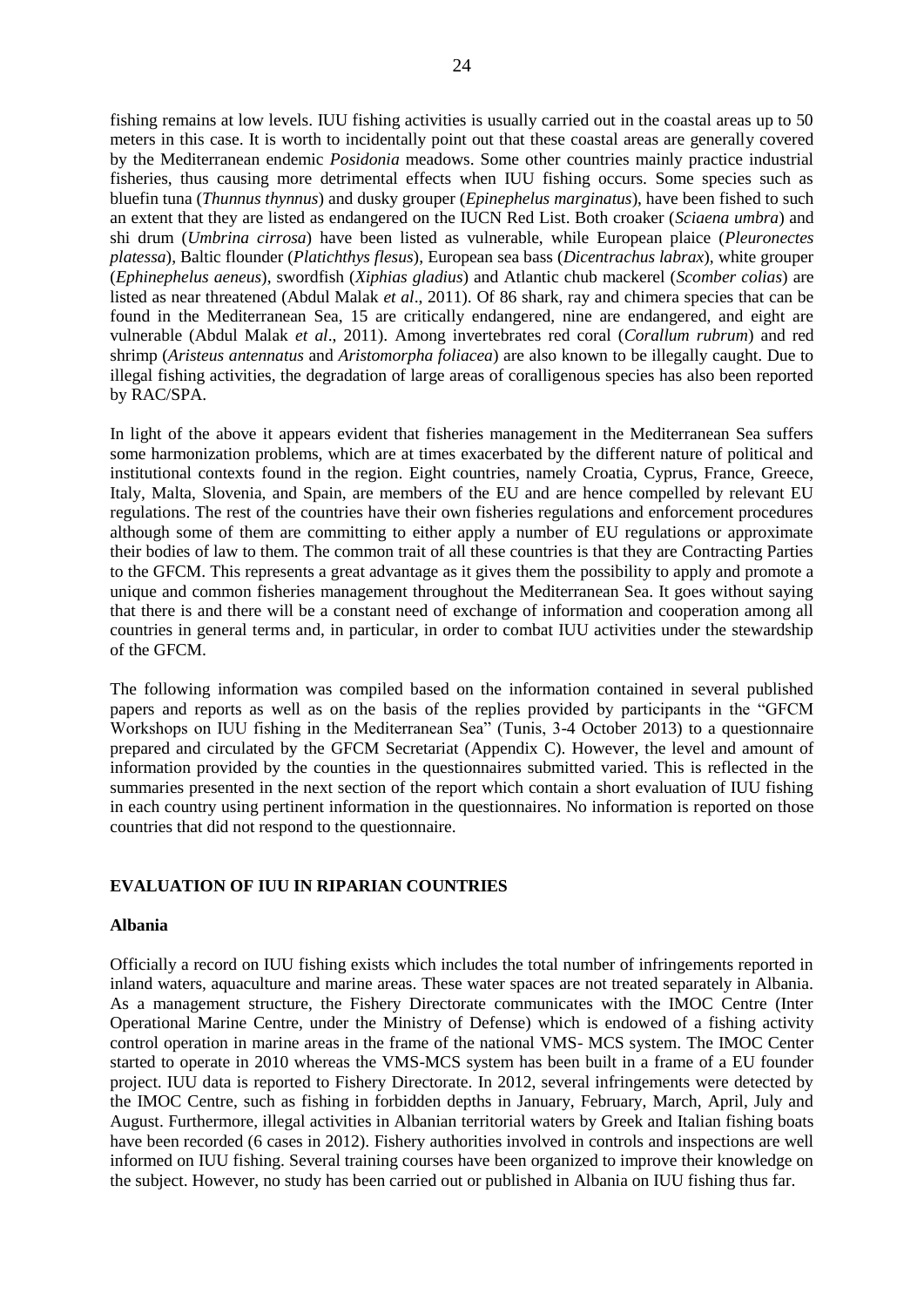fishing remains at low levels. IUU fishing activities is usually carried out in the coastal areas up to 50 meters in this case. It is worth to incidentally point out that these coastal areas are generally covered by the Mediterranean endemic *Posidonia* meadows. Some other countries mainly practice industrial fisheries, thus causing more detrimental effects when IUU fishing occurs. Some species such as bluefin tuna (*Thunnus thynnus*) and dusky grouper (*Epinephelus marginatus*), have been fished to such an extent that they are listed as endangered on the IUCN Red List. Both croaker (*Sciaena umbra*) and shi drum (*Umbrina cirrosa*) have been listed as vulnerable, while European plaice (*Pleuronectes platessa*), Baltic flounder (*Platichthys flesus*), European sea bass (*Dicentrachus labrax*), white grouper (*Ephinephelus aeneus*), swordfish (*Xiphias gladius*) and Atlantic chub mackerel (*Scomber colias*) are listed as near threatened (Abdul Malak *et al*., 2011). Of 86 shark, ray and chimera species that can be found in the Mediterranean Sea, 15 are critically endangered, nine are endangered, and eight are vulnerable (Abdul Malak *et al*., 2011). Among invertebrates red coral (*Corallum rubrum*) and red shrimp (*Aristeus antennatus* and *Aristomorpha foliacea*) are also known to be illegally caught. Due to illegal fishing activities, the degradation of large areas of coralligenous species has also been reported by RAC/SPA.

In light of the above it appears evident that fisheries management in the Mediterranean Sea suffers some harmonization problems, which are at times exacerbated by the different nature of political and institutional contexts found in the region. Eight countries, namely Croatia, Cyprus, France, Greece, Italy, Malta, Slovenia, and Spain, are members of the EU and are hence compelled by relevant EU regulations. The rest of the countries have their own fisheries regulations and enforcement procedures although some of them are committing to either apply a number of EU regulations or approximate their bodies of law to them. The common trait of all these countries is that they are Contracting Parties to the GFCM. This represents a great advantage as it gives them the possibility to apply and promote a unique and common fisheries management throughout the Mediterranean Sea. It goes without saying that there is and there will be a constant need of exchange of information and cooperation among all countries in general terms and, in particular, in order to combat IUU activities under the stewardship of the GFCM.

The following information was compiled based on the information contained in several published papers and reports as well as on the basis of the replies provided by participants in the "GFCM Workshops on IUU fishing in the Mediterranean Sea" (Tunis, 3-4 October 2013) to a questionnaire prepared and circulated by the GFCM Secretariat (Appendix C). However, the level and amount of information provided by the counties in the questionnaires submitted varied. This is reflected in the summaries presented in the next section of the report which contain a short evaluation of IUU fishing in each country using pertinent information in the questionnaires. No information is reported on those countries that did not respond to the questionnaire.

## EVALUATION OF IUU IN RIPARIAN COUNTRIES

### Albania

Officially a record on IUU fishing exists which includes the total number of infringements reported in inland waters, aquaculture and marine areas. These water spaces are not treated separately in Albania. As a management structure, the Fishery Directorate communicates with the IMOC Centre (Inter Operational Marine Centre, under the Ministry of Defense) which is endowed of a fishing activity control operation in marine areas in the frame of the national VMS- MCS system. The IMOC Center started to operate in 2010 whereas the VMS-MCS system has been built in a frame of a EU founder project. IUU data is reported to Fishery Directorate. In 2012, several infringements were detected by the IMOC Centre, such as fishing in forbidden depths in January, February, March, April, July and August. Furthermore, illegal activities in Albanian territorial waters by Greek and Italian fishing boats have been recorded (6 cases in 2012). Fishery authorities involved in controls and inspections are well informed on IUU fishing. Several training courses have been organized to improve their knowledge on the subject. However, no study has been carried out or published in Albania on IUU fishing thus far.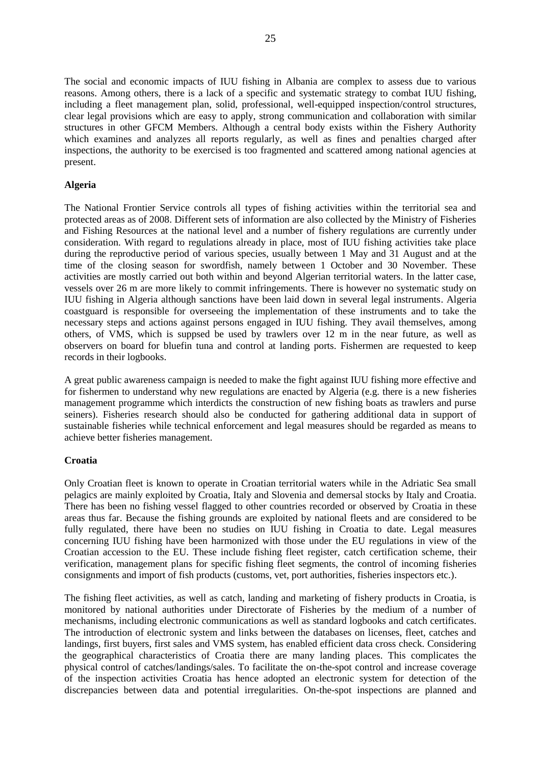The social and economic impacts of IUU fishing in Albania are complex to assess due to various reasons. Among others, there is a lack of a specific and systematic strategy to combat IUU fishing, including a fleet management plan, solid, professional, well-equipped inspection/control structures, clear legal provisions which are easy to apply, strong communication and collaboration with similar structures in other GFCM Members. Although a central body exists within the Fishery Authority which examines and analyzes all reports regularly, as well as fines and penalties charged after inspections, the authority to be exercised is too fragmented and scattered among national agencies at present.

**Algeria**

The National Frontier Service controls all types of fishing activities within the territorial sea and protected areas as of 2008. Different sets of information are also collected by the Ministry of Fisheries and Fishing Resources at the national level and a number of fishery regulations are currently under consideration. With regard to regulations already in place, most of IUU fishing activities take place during the reproductive period of various species, usually between 1 May and 31 August and at the time of the closing season for swordfish, namely between 1 October and 30 November. These activities are mostly carried out both within and beyond Algerian territorial waters. In the latter case, vessels over 26 m are more likely to commit infringements. There is however no systematic study on IUU fishing in Algeria although sanctions have been laid down in several legal instruments. Algeria coastguard is responsible for overseeing the implementation of these instruments and to take the necessary steps and actions against persons engaged in IUU fishing. They avail themselves, among others, of VMS, which is suppsed be used by trawlers over 12 m in the near future, as well as observers on board for bluefin tuna and control at landing ports. Fishermen are requested to keep records in their logbooks.

A great public awareness campaign is needed to make the fight against IUU fishing more effective and for fishermen to understand why new regulations are enacted by Algeria (e.g. there is a new fisheries management programme which interdicts the construction of new fishing boats as trawlers and purse seiners). Fisheries research should also be conducted for gathering additional data in support of sustainable fisheries while technical enforcement and legal measures should be regarded as means to achieve better fisheries management.

**Croatia**

Only Croatian fleet is known to operate in Croatian territorial waters while in the Adriatic Sea small pelagics are mainly exploited by Croatia, Italy and Slovenia and demersal stocks by Italy and Croatia. There has been no fishing vessel flagged to other countries recorded or observed by Croatia in these areas thus far. Because the fishing grounds are exploited by national fleets and are considered to be fully regulated, there have been no studies on IUU fishing in Croatia to date. Legal measures concerning IUU fishing have been harmonized with those under the EU regulations in view of the Croatian accession to the EU. These include fishing fleet register, catch certification scheme, their verification, management plans for specific fishing fleet segments, the control of incoming fisheries consignments and import of fish products (customs, vet, port authorities, fisheries inspectors etc.).

The fishing fleet activities, as well as catch, landing and marketing of fishery products in Croatia, is monitored by national authorities under Directorate of Fisheries by the medium of a number of mechanisms, including electronic communications as well as standard logbooks and catch certificates. The introduction of electronic system and links between the databases on licenses, fleet, catches and landings, first buyers, first sales and VMS system, has enabled efficient data cross check. Considering the geographical characteristics of Croatia there are many landing places. This complicates the physical control of catches/landings/sales. To facilitate the on-the-spot control and increase coverage of the inspection activities Croatia has hence adopted an electronic system for detection of the discrepancies between data and potential irregularities. On-the-spot inspections are planned and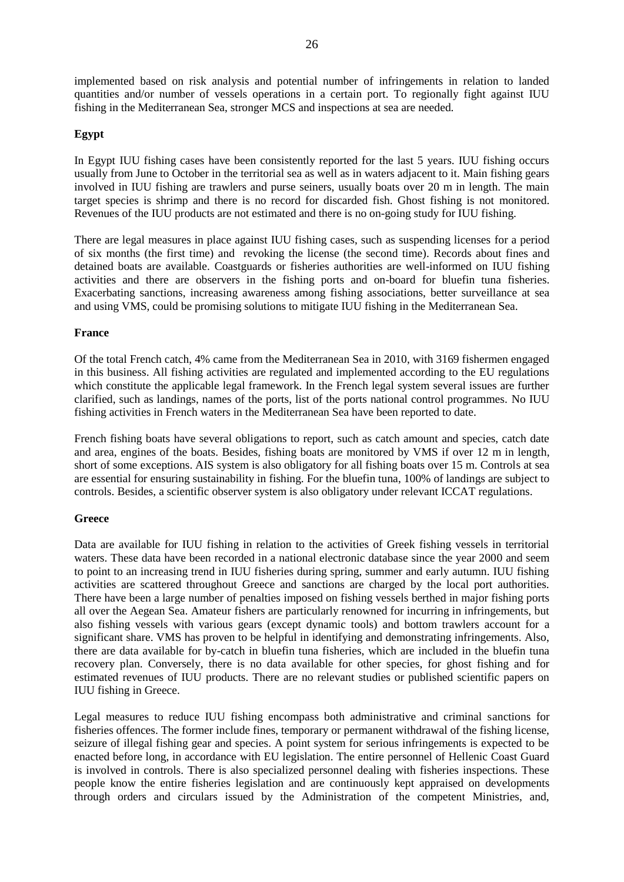implemented based on risk analysis and potential number of infringements in relation to landed quantities and/or number of vessels operations in a certain port. To regionally fight against IUU fishing in the Mediterranean Sea, stronger MCS and inspections at sea are needed.

**Egypt**

In Egypt IUU fishing cases have been consistently reported for the last 5 years. IUU fishing occurs usually from June to October in the territorial sea as well as in waters adjacent to it. Main fishing gears involved in IUU fishing are trawlers and purse seiners, usually boats over 20 m in length. The main target species is shrimp and there is no record for discarded fish. Ghost fishing is not monitored. Revenues of the IUU products are not estimated and there is no on-going study for IUU fishing.

There are legal measures in place against IUU fishing cases, such as suspending licenses for a period of six months (the first time) and revoking the license (the second time). Records about fines and detained boats are available. Coastguards or fisheries authorities are well-informed on IUU fishing activities and there are observers in the fishing ports and on-board for bluefin tuna fisheries. Exacerbating sanctions, increasing awareness among fishing associations, better surveillance at sea and using VMS, could be promising solutions to mitigate IUU fishing in the Mediterranean Sea.

**France**

Of the total French catch, 4% came from the Mediterranean Sea in 2010, with 3169 fishermen engaged in this business. All fishing activities are regulated and implemented according to the EU regulations which constitute the applicable legal framework. In the French legal system several issues are further clarified, such as landings, names of the ports, list of the ports national control programmes. No IUU fishing activities in French waters in the Mediterranean Sea have been reported to date.

French fishing boats have several obligations to report, such as catch amount and species, catch date and area, engines of the boats. Besides, fishing boats are monitored by VMS if over 12 m in length, short of some exceptions. AIS system is also obligatory for all fishing boats over 15 m. Controls at sea are essential for ensuring sustainability in fishing. For the bluefin tuna, 100% of landings are subject to controls. Besides, a scientific observer system is also obligatory under relevant ICCAT regulations.

**Greece**

Data are available for IUU fishing in relation to the activities of Greek fishing vessels in territorial waters. These data have been recorded in a national electronic database since the year 2000 and seem to point to an increasing trend in IUU fisheries during spring, summer and early autumn. IUU fishing activities are scattered throughout Greece and sanctions are charged by the local port authorities. There have been a large number of penalties imposed on fishing vessels berthed in major fishing ports all over the Aegean Sea. Amateur fishers are particularly renowned for incurring in infringements, but also fishing vessels with various gears (except dynamic tools) and bottom trawlers account for a significant share. VMS has proven to be helpful in identifying and demonstrating infringements. Also, there are data available for by-catch in bluefin tuna fisheries, which are included in the bluefin tuna recovery plan. Conversely, there is no data available for other species, for ghost fishing and for estimated revenues of IUU products. There are no relevant studies or published scientific papers on IUU fishing in Greece.

Legal measures to reduce IUU fishing encompass both administrative and criminal sanctions for fisheries offences. The former include fines, temporary or permanent withdrawal of the fishing license, seizure of illegal fishing gear and species. A point system for serious infringements is expected to be enacted before long, in accordance with EU legislation. The entire personnel of Hellenic Coast Guard is involved in controls. There is also specialized personnel dealing with fisheries inspections. These people know the entire fisheries legislation and are continuously kept appraised on developments through orders and circulars issued by the Administration of the competent Ministries, and,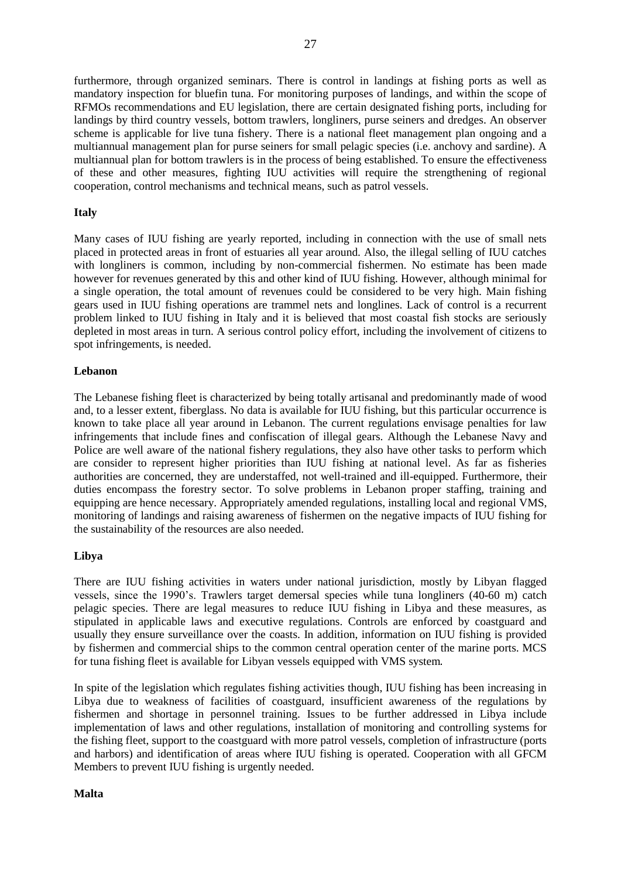furthermore, through organized seminars. There is control in landings at fishing ports as well as mandatory inspection for bluefin tuna. For monitoring purposes of landings, and within the scope of RFMOs recommendations and EU legislation, there are certain designated fishing ports, including for landings by third country vessels, bottom trawlers, longliners, purse seiners and dredges. An observer scheme is applicable for live tuna fishery. There is a national fleet management plan ongoing and a multiannual management plan for purse seiners for small pelagic species (i.e. anchovy and sardine). A multiannual plan for bottom trawlers is in the process of being established. To ensure the effectiveness of these and other measures, fighting IUU activities will require the strengthening of regional cooperation, control mechanisms and technical means, such as patrol vessels.

**Italy**

Many cases of IUU fishing are yearly reported, including in connection with the use of small nets placed in protected areas in front of estuaries all year around. Also, the illegal selling of IUU catches with longliners is common, including by non-commercial fishermen. No estimate has been made however for revenues generated by this and other kind of IUU fishing. However, although minimal for a single operation, the total amount of revenues could be considered to be very high. Main fishing gears used in IUU fishing operations are trammel nets and longlines. Lack of control is a recurrent problem linked to IUU fishing in Italy and it is believed that most coastal fish stocks are seriously depleted in most areas in turn. A serious control policy effort, including the involvement of citizens to spot infringements, is needed.

**Lebanon**

The Lebanese fishing fleet is characterized by being totally artisanal and predominantly made of wood and, to a lesser extent, fiberglass. No data is available for IUU fishing, but this particular occurrence is known to take place all year around in Lebanon. The current regulations envisage penalties for law infringements that include fines and confiscation of illegal gears. Although the Lebanese Navy and Police are well aware of the national fishery regulations, they also have other tasks to perform which are consider to represent higher priorities than IUU fishing at national level. As far as fisheries authorities are concerned, they are understaffed, not well-trained and ill-equipped. Furthermore, their duties encompass the forestry sector. To solve problems in Lebanon proper staffing, training and equipping are hence necessary. Appropriately amended regulations, installing local and regional VMS, monitoring of landings and raising awareness of fishermen on the negative impacts of IUU fishing for the sustainability of the resources are also needed.

**Libya**

There are IUU fishing activities in waters under national jurisdiction, mostly by Libyan flagged vessels, since the 1990's. Trawlers target demersal species while tuna longliners (40-60 m) catch pelagic species. There are legal measures to reduce IUU fishing in Libya and these measures, as stipulated in applicable laws and executive regulations. Controls are enforced by coastguard and usually they ensure surveillance over the coasts. In addition, information on IUU fishing is provided by fishermen and commercial ships to the common central operation center of the marine ports. MCS for tuna fishing fleet is available for Libyan vessels equipped with VMS system.

In spite of the legislation which regulates fishing activities though, IUU fishing has been increasing in Libya due to weakness of facilities of coastguard, insufficient awareness of the regulations by fishermen and shortage in personnel training. Issues to be further addressed in Libya include implementation of laws and other regulations, installation of monitoring and controlling systems for the fishing fleet, support to the coastguard with more patrol vessels, completion of infrastructure (ports and harbors) and identification of areas where IUU fishing is operated. Cooperation with all GFCM Members to prevent IUU fishing is urgently needed.

**Malta**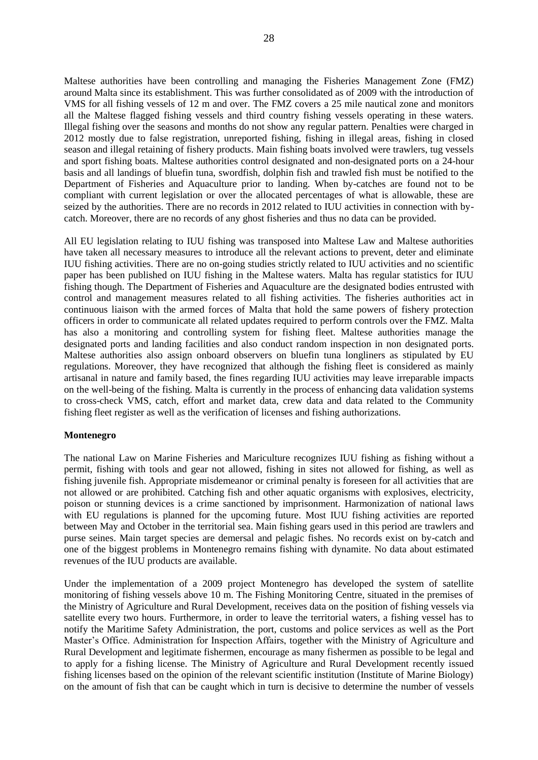Maltese authorities have been controlling and managing the Fisheries Management Zone (FMZ) around Malta since its establishment. This was further consolidated as of 2009 with the introduction of VMS for all fishing vessels of 12 m and over. The FMZ covers a 25 mile nautical zone and monitors all the Maltese flagged fishing vessels and third country fishing vessels operating in these waters. Illegal fishing over the seasons and months do not show any regular pattern. Penalties were charged in 2012 mostly due to false registration, unreported fishing, fishing in illegal areas, fishing in closed season and illegal retaining of fishery products. Main fishing boats involved were trawlers, tug vessels and sport fishing boats. Maltese authorities control designated and non-designated ports on a 24-hour basis and all landings of bluefin tuna, swordfish, dolphin fish and trawled fish must be notified to the Department of Fisheries and Aquaculture prior to landing. When by-catches are found not to be compliant with current legislation or over the allocated percentages of what is allowable, these are seized by the authorities. There are no records in 2012 related to IUU activities in connection with by-catch. Moreover, there are no records of any ghost fisheries and thus no data can be provided.

All EU legislation relating to IUU fishing was transposed into Maltese Law and Maltese authorities have taken all necessary measures to introduce all the relevant actions to prevent, deter and eliminate IUU fishing activities. There are no on-going studies strictly related to IUU activities and no scientific paper has been published on IUU fishing in the Maltese waters. Malta has regular statistics for IUU fishing though. The Department of Fisheries and Aquaculture are the designated bodies entrusted with control and management measures related to all fishing activities. The fisheries authorities act in continuous liaison with the armed forces of Malta that hold the same powers of fishery protection officers in order to communicate all related updates required to perform controls over the FMZ. Malta has also a monitoring and controlling system for fishing fleet. Maltese authorities manage the designated ports and landing facilities and also conduct random inspection in non designated ports. Maltese authorities also assign onboard observers on bluefin tuna longliners as stipulated by EU regulations. Moreover, they have recognized that although the fishing fleet is considered as mainly artisanal in nature and family based, the fines regarding IUU activities may leave irreparable impacts on the well-being of the fishing. Malta is currently in the process of enhancing data validation systems to cross-check VMS, catch, effort and market data, crew data and data related to the Community fishing fleet register as well as the verification of licenses and fishing authorizations.

**Montenegro**

The national Law on Marine Fisheries and Mariculture recognizes IUU fishing as fishing without a permit, fishing with tools and gear not allowed, fishing in sites not allowed for fishing, as well as fishing juvenile fish. Appropriate misdemeanor or criminal penalty is foreseen for all activities that are not allowed or are prohibited. Catching fish and other aquatic organisms with explosives, electricity, poison or stunning devices is a crime sanctioned by imprisonment. Harmonization of national laws with EU regulations is planned for the upcoming future. Most IUU fishing activities are reported between May and October in the territorial sea. Main fishing gears used in this period are trawlers and purse seines. Main target species are demersal and pelagic fishes. No records exist on by-catch and one of the biggest problems in Montenegro remains fishing with dynamite. No data about estimated revenues of the IUU products are available.

Under the implementation of a 2009 project Montenegro has developed the system of satellite monitoring of fishing vessels above 10 m. The Fishing Monitoring Centre, situated in the premises of the Ministry of Agriculture and Rural Development, receives data on the position of fishing vessels via satellite every two hours. Furthermore, in order to leave the territorial waters, a fishing vessel has to notify the Maritime Safety Administration, the port, customs and police services as well as the Port Master's Office. Administration for Inspection Affairs, together with the Ministry of Agriculture and Rural Development and legitimate fishermen, encourage as many fishermen as possible to be legal and to apply for a fishing license. The Ministry of Agriculture and Rural Development recently issued fishing licenses based on the opinion of the relevant scientific institution (Institute of Marine Biology) on the amount of fish that can be caught which in turn is decisive to determine the number of vessels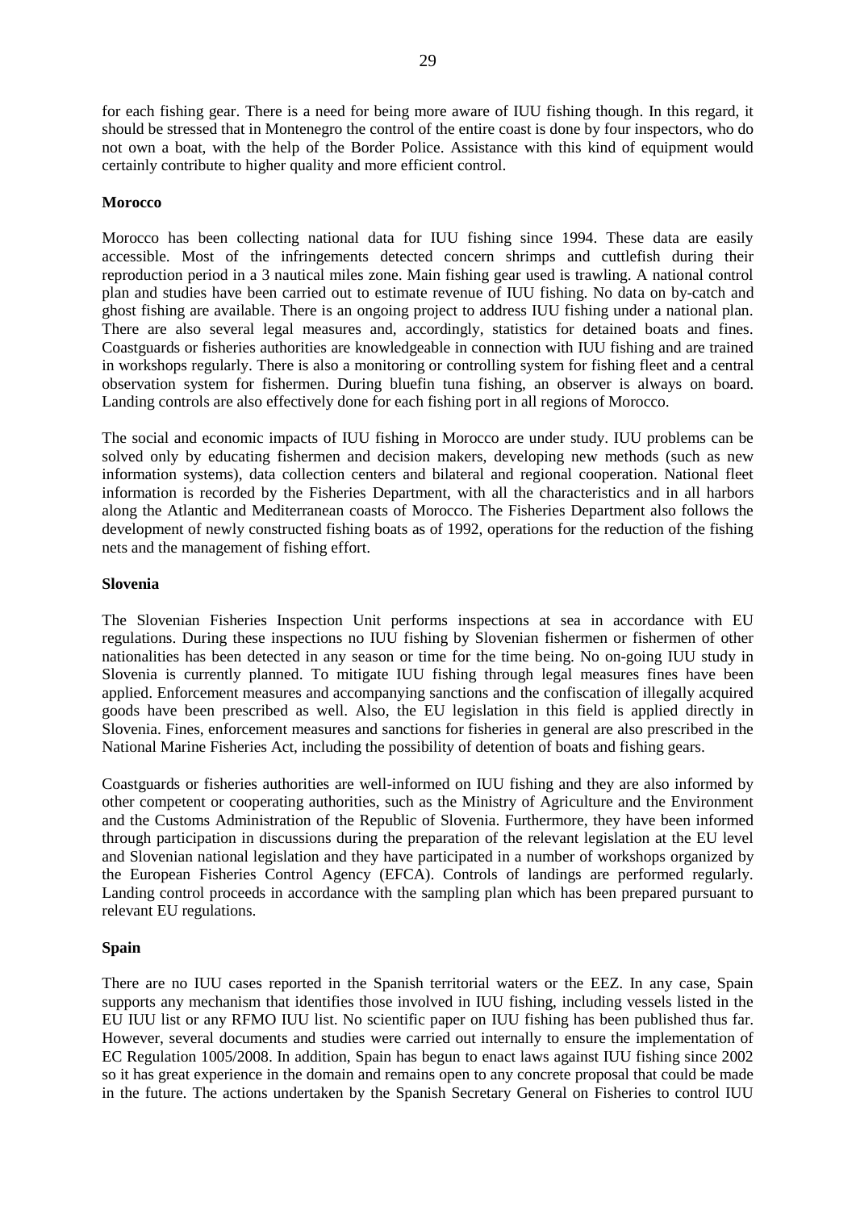for each fishing gear. There is a need for being more aware of IUU fishing though. In this regard, it should be stressed that in Montenegro the control of the entire coast is done by four inspectors, who do not own a boat, with the help of the Border Police. Assistance with this kind of equipment would certainly contribute to higher quality and more efficient control.

**Morocco**

Morocco has been collecting national data for IUU fishing since 1994. These data are easily accessible. Most of the infringements detected concern shrimps and cuttlefish during their reproduction period in a 3 nautical miles zone. Main fishing gear used is trawling. A national control plan and studies have been carried out to estimate revenue of IUU fishing. No data on by-catch and ghost fishing are available. There is an ongoing project to address IUU fishing under a national plan. There are also several legal measures and, accordingly, statistics for detained boats and fines. Coastguards or fisheries authorities are knowledgeable in connection with IUU fishing and are trained in workshops regularly. There is also a monitoring or controlling system for fishing fleet and a central observation system for fishermen. During bluefin tuna fishing, an observer is always on board. Landing controls are also effectively done for each fishing port in all regions of Morocco.

The social and economic impacts of IUU fishing in Morocco are under study. IUU problems can be solved only by educating fishermen and decision makers, developing new methods (such as new information systems), data collection centers and bilateral and regional cooperation. National fleet information is recorded by the Fisheries Department, with all the characteristics and in all harbors along the Atlantic and Mediterranean coasts of Morocco. The Fisheries Department also follows the development of newly constructed fishing boats as of 1992, operations for the reduction of the fishing nets and the management of fishing effort.

**Slovenia**

The Slovenian Fisheries Inspection Unit performs inspections at sea in accordance with EU regulations. During these inspections no IUU fishing by Slovenian fishermen or fishermen of other nationalities has been detected in any season or time for the time being. No on-going IUU study in Slovenia is currently planned. To mitigate IUU fishing through legal measures fines have been applied. Enforcement measures and accompanying sanctions and the confiscation of illegally acquired goods have been prescribed as well. Also, the EU legislation in this field is applied directly in Slovenia. Fines, enforcement measures and sanctions for fisheries in general are also prescribed in the National Marine Fisheries Act, including the possibility of detention of boats and fishing gears.

Coastguards or fisheries authorities are well-informed on IUU fishing and they are also informed by other competent or cooperating authorities, such as the Ministry of Agriculture and the Environment and the Customs Administration of the Republic of Slovenia. Furthermore, they have been informed through participation in discussions during the preparation of the relevant legislation at the EU level and Slovenian national legislation and they have participated in a number of workshops organized by the European Fisheries Control Agency (EFCA). Controls of landings are performed regularly. Landing control proceeds in accordance with the sampling plan which has been prepared pursuant to relevant EU regulations.

**Spain**

There are no IUU cases reported in the Spanish territorial waters or the EEZ. In any case, Spain supports any mechanism that identifies those involved in IUU fishing, including vessels listed in the EU IUU list or any RFMO IUU list. No scientific paper on IUU fishing has been published thus far. However, several documents and studies were carried out internally to ensure the implementation of EC Regulation 1005/2008. In addition, Spain has begun to enact laws against IUU fishing since 2002 so it has great experience in the domain and remains open to any concrete proposal that could be made in the future. The actions undertaken by the Spanish Secretary General on Fisheries to control IUU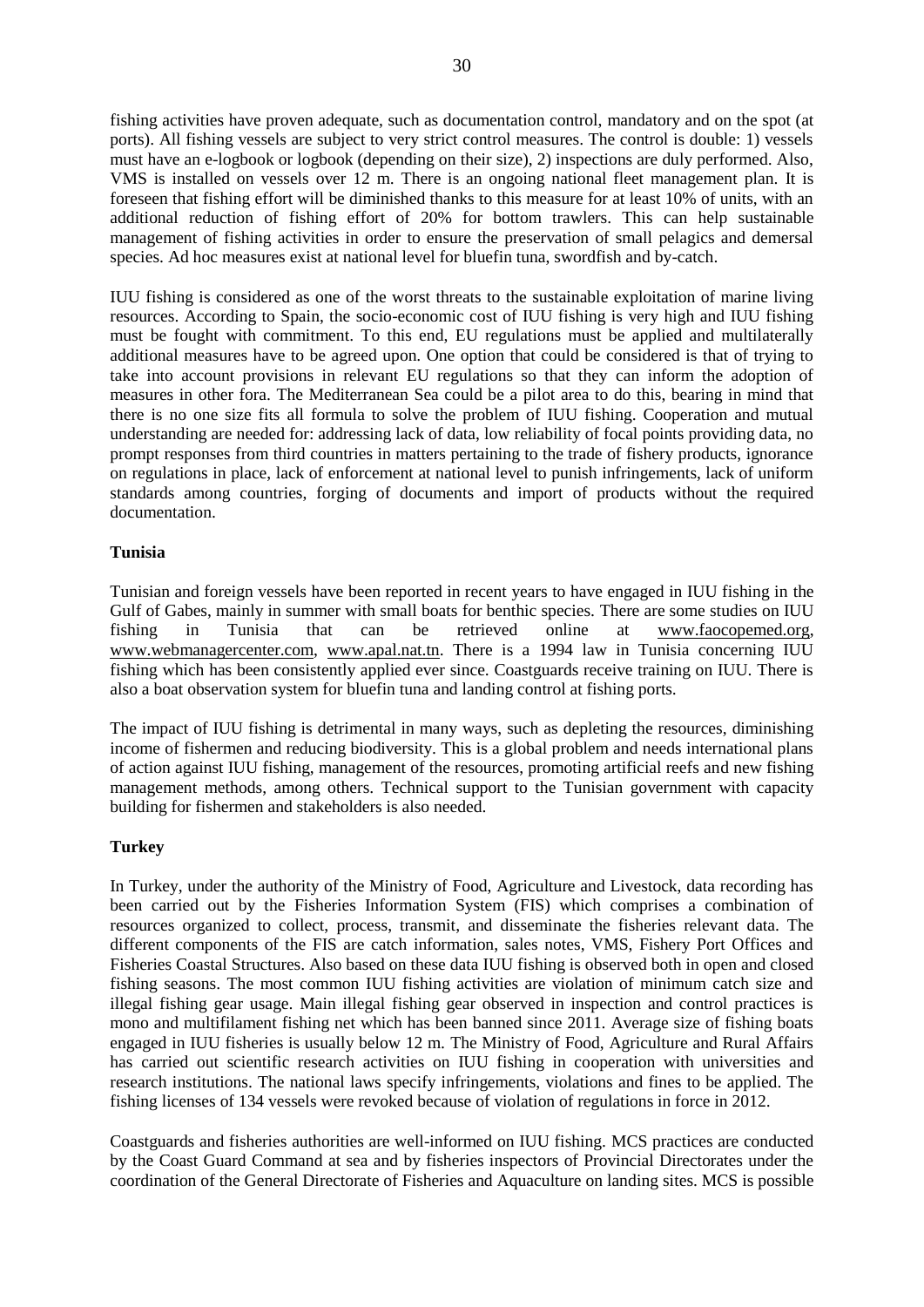fishing activities have proven adequate, such as documentation control, mandatory and on the spot (at ports). All fishing vessels are subject to very strict control measures. The control is double: 1) vessels must have an e-logbook or logbook (depending on their size), 2) inspections are duly performed. Also, VMS is installed on vessels over 12 m. There is an ongoing national fleet management plan. It is foreseen that fishing effort will be diminished thanks to this measure for at least 10% of units, with an additional reduction of fishing effort of 20% for bottom trawlers. This can help sustainable management of fishing activities in order to ensure the preservation of small pelagics and demersal species. Ad hoc measures exist at national level for bluefin tuna, swordfish and by-catch.

IUU fishing is considered as one of the worst threats to the sustainable exploitation of marine living resources. According to Spain, the socio-economic cost of IUU fishing is very high and IUU fishing must be fought with commitment. To this end, EU regulations must be applied and multilaterally additional measures have to be agreed upon. One option that could be considered is that of trying to take into account provisions in relevant EU regulations so that they can inform the adoption of measures in other fora. The Mediterranean Sea could be a pilot area to do this, bearing in mind that there is no one size fits all formula to solve the problem of IUU fishing. Cooperation and mutual understanding are needed for: addressing lack of data, low reliability of focal points providing data, no prompt responses from third countries in matters pertaining to the trade of fishery products, ignorance on regulations in place, lack of enforcement at national level to punish infringements, lack of uniform standards among countries, forging of documents and import of products without the required documentation.

**Tunisia**

Tunisian and foreign vessels have been reported in recent years to have engaged in IUU fishing in the Gulf of Gabes, mainly in summer with small boats for benthic species. There are some studies on IUU fishing in Tunisia that can be retrieved online at www.faocopemed.org, www.webmanagercenter.com, www.apal.nat.tn. There is a 1994 law in Tunisia concerning IUU fishing which has been consistently applied ever since. Coastguards receive training on IUU. There is also a boat observation system for bluefin tuna and landing control at fishing ports.

The impact of IUU fishing is detrimental in many ways, such as depleting the resources, diminishing income of fishermen and reducing biodiversity. This is a global problem and needs international plans of action against IUU fishing, management of the resources, promoting artificial reefs and new fishing management methods, among others. Technical support to the Tunisian government with capacity building for fishermen and stakeholders is also needed.

**Turkey**

In Turkey, under the authority of the Ministry of Food, Agriculture and Livestock, data recording has been carried out by the Fisheries Information System (FIS) which comprises a combination of resources organized to collect, process, transmit, and disseminate the fisheries relevant data. The different components of the FIS are catch information, sales notes, VMS, Fishery Port Offices and Fisheries Coastal Structures. Also based on these data IUU fishing is observed both in open and closed fishing seasons. The most common IUU fishing activities are violation of minimum catch size and illegal fishing gear usage. Main illegal fishing gear observed in inspection and control practices is mono and multifilament fishing net which has been banned since 2011. Average size of fishing boats engaged in IUU fisheries is usually below 12 m. The Ministry of Food, Agriculture and Rural Affairs has carried out scientific research activities on IUU fishing in cooperation with universities and research institutions. The national laws specify infringements, violations and fines to be applied. The fishing licenses of 134 vessels were revoked because of violation of regulations in force in 2012.

Coastguards and fisheries authorities are well-informed on IUU fishing. MCS practices are conducted by the Coast Guard Command at sea and by fisheries inspectors of Provincial Directorates under the coordination of the General Directorate of Fisheries and Aquaculture on landing sites. MCS is possible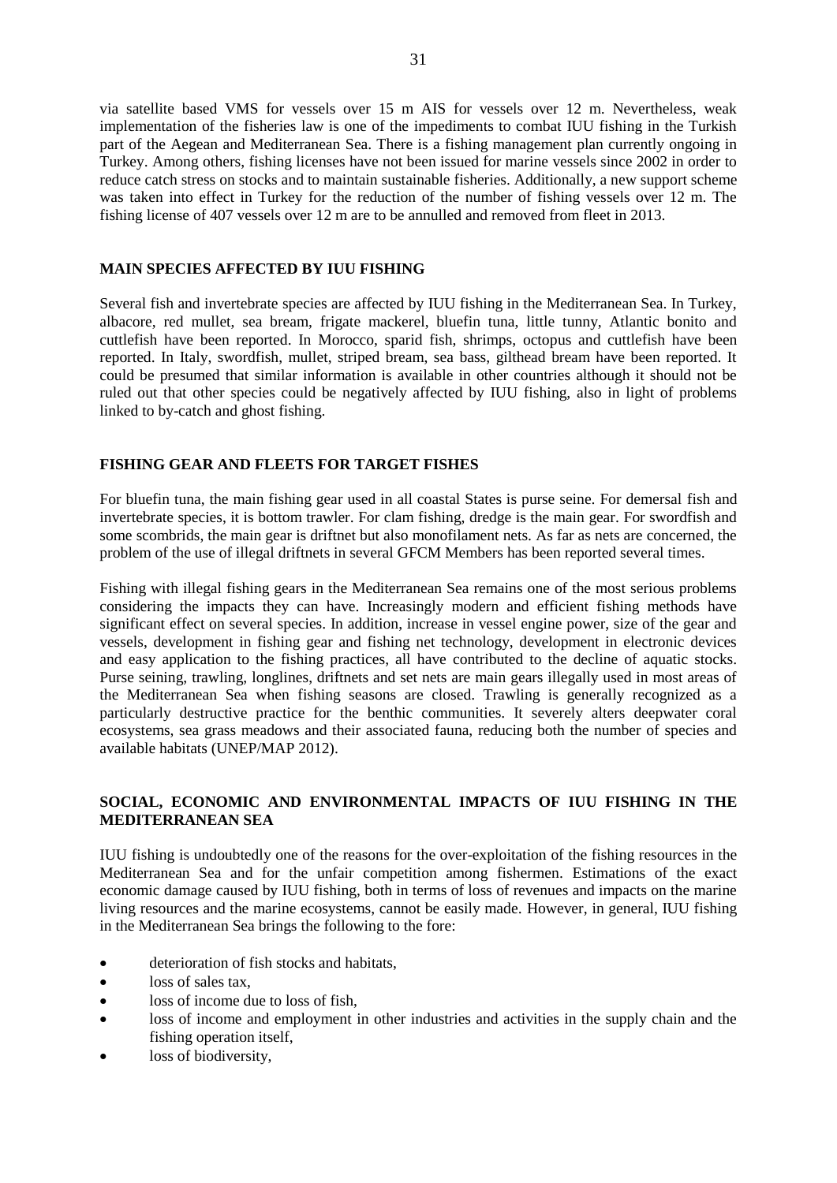via satellite based VMS for vessels over 15 m AIS for vessels over 12 m. Nevertheless, weak implementation of the fisheries law is one of the impediments to combat IUU fishing in the Turkish part of the Aegean and Mediterranean Sea. There is a fishing management plan currently ongoing in Turkey. Among others, fishing licenses have not been issued for marine vessels since 2002 in order to reduce catch stress on stocks and to maintain sustainable fisheries. Additionally, a new support scheme was taken into effect in Turkey for the reduction of the number of fishing vessels over 12 m. The fishing license of 407 vessels over 12 m are to be annulled and removed from fleet in 2013.

## MAIN SPECIES AFFECTED BY IUU FISHING

Several fish and invertebrate species are affected by IUU fishing in the Mediterranean Sea. In Turkey, albacore, red mullet, sea bream, frigate mackerel, bluefin tuna, little tunny, Atlantic bonito and cuttlefish have been reported. In Morocco, sparid fish, shrimps, octopus and cuttlefish have been reported. In Italy, swordfish, mullet, striped bream, sea bass, gilthead bream have been reported. It could be presumed that similar information is available in other countries although it should not be ruled out that other species could be negatively affected by IUU fishing, also in light of problems linked to by-catch and ghost fishing.

## FISHING GEAR AND FLEETS FOR TARGET FISHES

For bluefin tuna, the main fishing gear used in all coastal States is purse seine. For demersal fish and invertebrate species, it is bottom trawler. For clam fishing, dredge is the main gear. For swordfish and some scombrids, the main gear is driftnet but also monofilament nets. As far as nets are concerned, the problem of the use of illegal driftnets in several GFCM Members has been reported several times.

Fishing with illegal fishing gears in the Mediterranean Sea remains one of the most serious problems considering the impacts they can have. Increasingly modern and efficient fishing methods have significant effect on several species. In addition, increase in vessel engine power, size of the gear and vessels, development in fishing gear and fishing net technology, development in electronic devices and easy application to the fishing practices, all have contributed to the decline of aquatic stocks. Purse seining, trawling, longlines, driftnets and set nets are main gears illegally used in most areas of the Mediterranean Sea when fishing seasons are closed. Trawling is generally recognized as a particularly destructive practice for the benthic communities. It severely alters deepwater coral ecosystems, sea grass meadows and their associated fauna, reducing both the number of species and available habitats (UNEP/MAP 2012).

## SOCIAL, ECONOMIC AND ENVIRONMENTAL IMPACTS OF IUU FISHING IN THE MEDITERRANEAN SEA

IUU fishing is undoubtedly one of the reasons for the over-exploitation of the fishing resources in the Mediterranean Sea and for the unfair competition among fishermen. Estimations of the exact economic damage caused by IUU fishing, both in terms of loss of revenues and impacts on the marine living resources and the marine ecosystems, cannot be easily made. However, in general, IUU fishing in the Mediterranean Sea brings the following to the fore:

- deterioration of fish stocks and habitats,
- loss of sales tax,
- loss of income due to loss of fish,
- loss of income and employment in other industries and activities in the supply chain and the fishing operation itself,
- loss of biodiversity,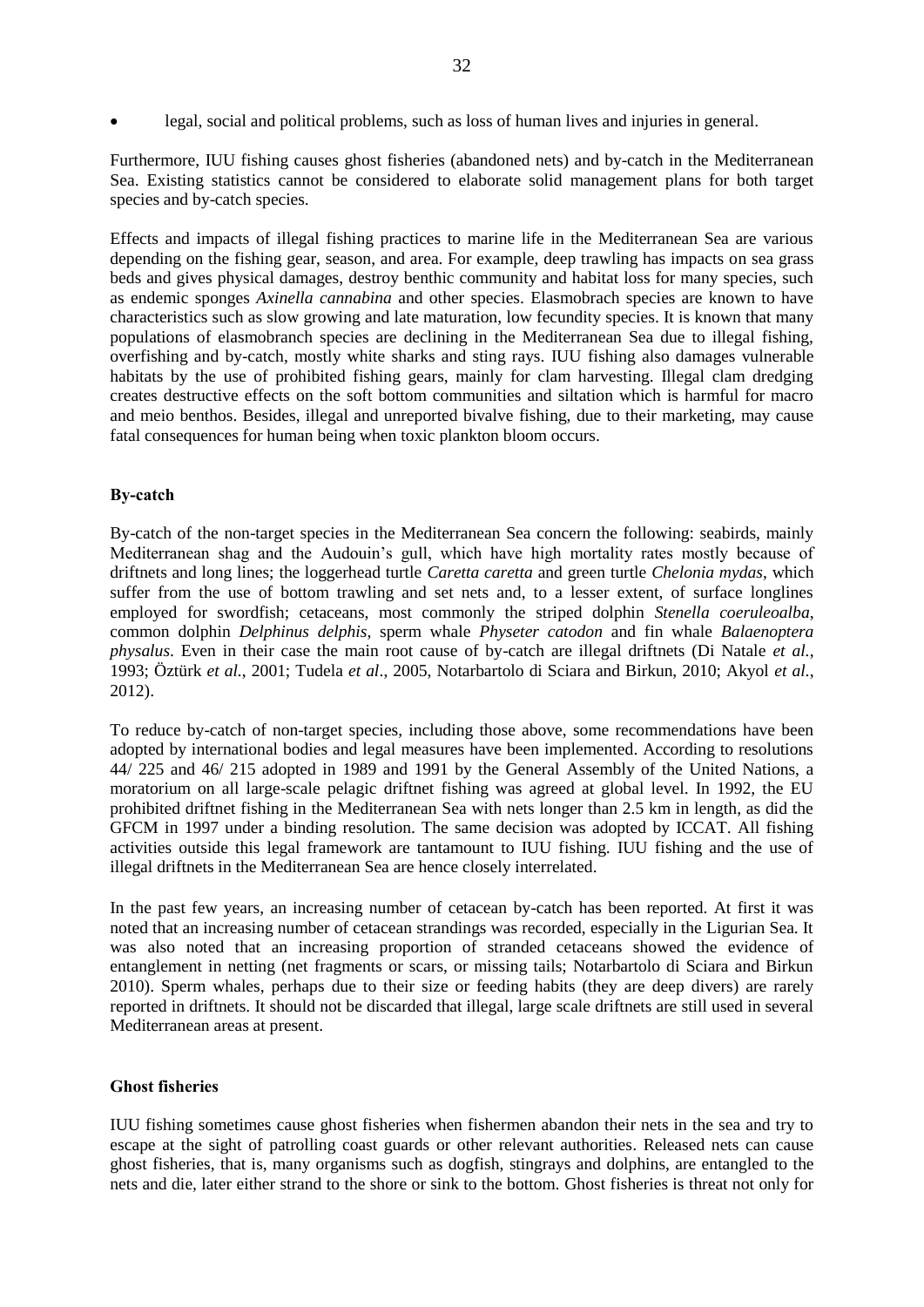- legal, social and political problems, such as loss of human lives and injuries in general.

Furthermore, IUU fishing causes ghost fisheries (abandoned nets) and by-catch in the Mediterranean Sea. Existing statistics cannot be considered to elaborate solid management plans for both target species and by-catch species.

Effects and impacts of illegal fishing practices to marine life in the Mediterranean Sea are various depending on the fishing gear, season, and area. For example, deep trawling has impacts on sea grass beds and gives physical damages, destroy benthic community and habitat loss for many species, such as endemic sponges *Axinella cannabina* and other species. Elasmobrach species are known to have characteristics such as slow growing and late maturation, low fecundity species. It is known that many populations of elasmobranch species are declining in the Mediterranean Sea due to illegal fishing, overfishing and by-catch, mostly white sharks and sting rays. IUU fishing also damages vulnerable habitats by the use of prohibited fishing gears, mainly for clam harvesting. Illegal clam dredging creates destructive effects on the soft bottom communities and siltation which is harmful for macro and meio benthos. Besides, illegal and unreported bivalve fishing, due to their marketing, may cause fatal consequences for human being when toxic plankton bloom occurs.

**By-catch**

By-catch of the non-target species in the Mediterranean Sea concern the following: seabirds, mainly Mediterranean shag and the Audouin's gull, which have high mortality rates mostly because of driftnets and long lines; the loggerhead turtle *Caretta caretta* and green turtle *Chelonia mydas*, which suffer from the use of bottom trawling and set nets and, to a lesser extent, of surface longlines employed for swordfish; cetaceans, most commonly the striped dolphin *Stenella coeruleoalba*, common dolphin *Delphinus delphis*, sperm whale *Physeter catodon* and fin whale *Balaenoptera physalus*. Even in their case the main root cause of by-catch are illegal driftnets (Di Natale *et al.*, 1993; Öztürk *et al.*, 2001; Tudela *et al*., 2005, Notarbartolo di Sciara and Birkun, 2010; Akyol *et al*., 2012).

To reduce by-catch of non-target species, including those above, some recommendations have been adopted by international bodies and legal measures have been implemented. According to resolutions 44/ 225 and 46/ 215 adopted in 1989 and 1991 by the General Assembly of the United Nations, a moratorium on all large-scale pelagic driftnet fishing was agreed at global level. In 1992, the EU prohibited driftnet fishing in the Mediterranean Sea with nets longer than 2.5 km in length, as did the GFCM in 1997 under a binding resolution. The same decision was adopted by ICCAT. All fishing activities outside this legal framework are tantamount to IUU fishing. IUU fishing and the use of illegal driftnets in the Mediterranean Sea are hence closely interrelated.

In the past few years, an increasing number of cetacean by-catch has been reported. At first it was noted that an increasing number of cetacean strandings was recorded, especially in the Ligurian Sea. It was also noted that an increasing proportion of stranded cetaceans showed the evidence of entanglement in netting (net fragments or scars, or missing tails; Notarbartolo di Sciara and Birkun 2010). Sperm whales, perhaps due to their size or feeding habits (they are deep divers) are rarely reported in driftnets. It should not be discarded that illegal, large scale driftnets are still used in several Mediterranean areas at present.

**Ghost fisheries**

IUU fishing sometimes cause ghost fisheries when fishermen abandon their nets in the sea and try to escape at the sight of patrolling coast guards or other relevant authorities. Released nets can cause ghost fisheries, that is, many organisms such as dogfish, stingrays and dolphins, are entangled to the nets and die, later either strand to the shore or sink to the bottom. Ghost fisheries is threat not only for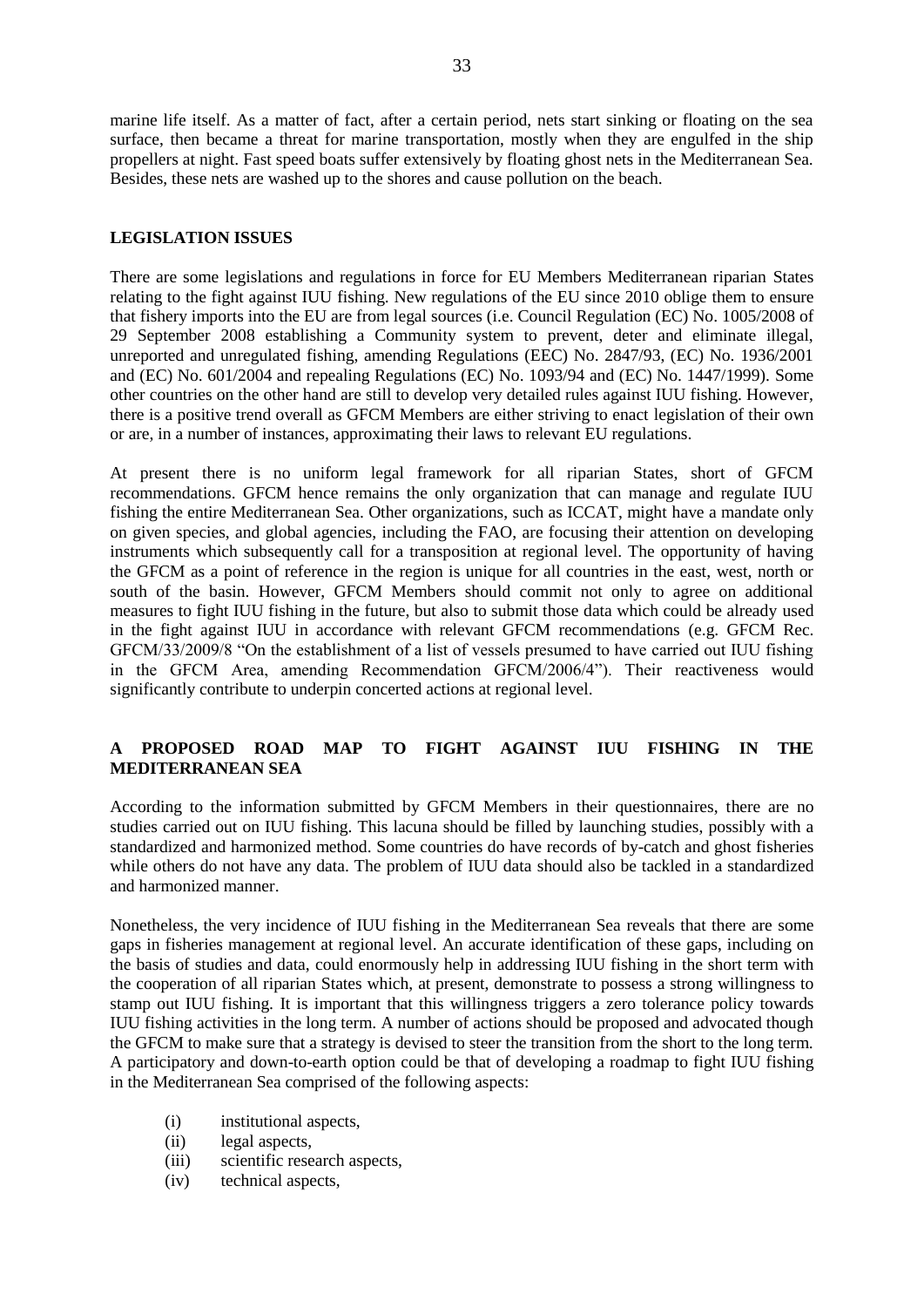marine life itself. As a matter of fact, after a certain period, nets start sinking or floating on the sea surface, then became a threat for marine transportation, mostly when they are engulfed in the ship propellers at night. Fast speed boats suffer extensively by floating ghost nets in the Mediterranean Sea. Besides, these nets are washed up to the shores and cause pollution on the beach.

## LEGISLATION ISSUES

There are some legislations and regulations in force for EU Members Mediterranean riparian States relating to the fight against IUU fishing. New regulations of the EU since 2010 oblige them to ensure that fishery imports into the EU are from legal sources (i.e. Council Regulation (EC) No. 1005/2008 of 29 September 2008 establishing a Community system to prevent, deter and eliminate illegal, unreported and unregulated fishing, amending Regulations (EEC) No. 2847/93, (EC) No. 1936/2001 and (EC) No. 601/2004 and repealing Regulations (EC) No. 1093/94 and (EC) No. 1447/1999). Some other countries on the other hand are still to develop very detailed rules against IUU fishing. However, there is a positive trend overall as GFCM Members are either striving to enact legislation of their own or are, in a number of instances, approximating their laws to relevant EU regulations.

At present there is no uniform legal framework for all riparian States, short of GFCM recommendations. GFCM hence remains the only organization that can manage and regulate IUU fishing the entire Mediterranean Sea. Other organizations, such as ICCAT, might have a mandate only on given species, and global agencies, including the FAO, are focusing their attention on developing instruments which subsequently call for a transposition at regional level. The opportunity of having the GFCM as a point of reference in the region is unique for all countries in the east, west, north or south of the basin. However, GFCM Members should commit not only to agree on additional measures to fight IUU fishing in the future, but also to submit those data which could be already used in the fight against IUU in accordance with relevant GFCM recommendations (e.g. GFCM Rec. GFCM/33/2009/8 "On the establishment of a list of vessels presumed to have carried out IUU fishing in the GFCM Area, amending Recommendation GFCM/2006/4"). Their reactiveness would significantly contribute to underpin concerted actions at regional level.

## A PROPOSED ROAD MAP TO FIGHT AGAINST IUU FISHING IN THE MEDITERRANEAN SEA

According to the information submitted by GFCM Members in their questionnaires, there are no studies carried out on IUU fishing. This lacuna should be filled by launching studies, possibly with a standardized and harmonized method. Some countries do have records of by-catch and ghost fisheries while others do not have any data. The problem of IUU data should also be tackled in a standardized and harmonized manner.

Nonetheless, the very incidence of IUU fishing in the Mediterranean Sea reveals that there are some gaps in fisheries management at regional level. An accurate identification of these gaps, including on the basis of studies and data, could enormously help in addressing IUU fishing in the short term with the cooperation of all riparian States which, at present, demonstrate to possess a strong willingness to stamp out IUU fishing. It is important that this willingness triggers a zero tolerance policy towards IUU fishing activities in the long term. A number of actions should be proposed and advocated though the GFCM to make sure that a strategy is devised to steer the transition from the short to the long term. A participatory and down-to-earth option could be that of developing a roadmap to fight IUU fishing in the Mediterranean Sea comprised of the following aspects:

- (i) institutional aspects,
- (ii) legal aspects,
- (iii) scientific research aspects,
- (iv) technical aspects,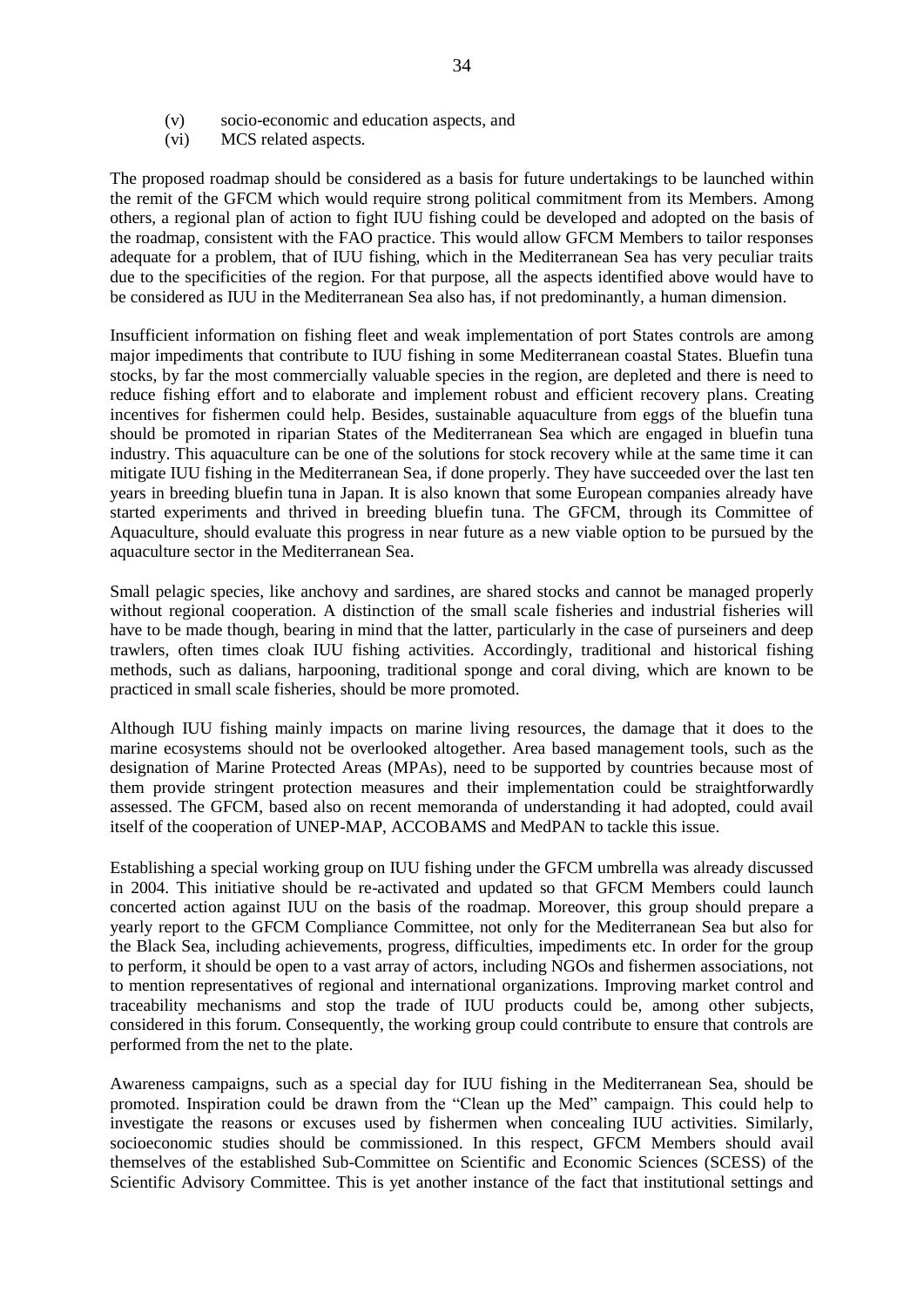(v) socio-economic and education aspects, and
(vi) MCS related aspects.

The proposed roadmap should be considered as a basis for future undertakings to be launched within the remit of the GFCM which would require strong political commitment from its Members. Among others, a regional plan of action to fight IUU fishing could be developed and adopted on the basis of the roadmap, consistent with the FAO practice. This would allow GFCM Members to tailor responses adequate for a problem, that of IUU fishing, which in the Mediterranean Sea has very peculiar traits due to the specificities of the region. For that purpose, all the aspects identified above would have to be considered as IUU in the Mediterranean Sea also has, if not predominantly, a human dimension.

Insufficient information on fishing fleet and weak implementation of port States controls are among major impediments that contribute to IUU fishing in some Mediterranean coastal States. Bluefin tuna stocks, by far the most commercially valuable species in the region, are depleted and there is need to reduce fishing effort and to elaborate and implement robust and efficient recovery plans. Creating incentives for fishermen could help. Besides, sustainable aquaculture from eggs of the bluefin tuna should be promoted in riparian States of the Mediterranean Sea which are engaged in bluefin tuna industry. This aquaculture can be one of the solutions for stock recovery while at the same time it can mitigate IUU fishing in the Mediterranean Sea, if done properly. They have succeeded over the last ten years in breeding bluefin tuna in Japan. It is also known that some European companies already have started experiments and thrived in breeding bluefin tuna. The GFCM, through its Committee of Aquaculture, should evaluate this progress in near future as a new viable option to be pursued by the aquaculture sector in the Mediterranean Sea.

Small pelagic species, like anchovy and sardines, are shared stocks and cannot be managed properly without regional cooperation. A distinction of the small scale fisheries and industrial fisheries will have to be made though, bearing in mind that the latter, particularly in the case of purseiners and deep trawlers, often times cloak IUU fishing activities. Accordingly, traditional and historical fishing methods, such as dalians, harpooning, traditional sponge and coral diving, which are known to be practiced in small scale fisheries, should be more promoted.

Although IUU fishing mainly impacts on marine living resources, the damage that it does to the marine ecosystems should not be overlooked altogether. Area based management tools, such as the designation of Marine Protected Areas (MPAs), need to be supported by countries because most of them provide stringent protection measures and their implementation could be straightforwardly assessed. The GFCM, based also on recent memoranda of understanding it had adopted, could avail itself of the cooperation of UNEP-MAP, ACCOBAMS and MedPAN to tackle this issue.

Establishing a special working group on IUU fishing under the GFCM umbrella was already discussed in 2004. This initiative should be re-activated and updated so that GFCM Members could launch concerted action against IUU on the basis of the roadmap. Moreover, this group should prepare a yearly report to the GFCM Compliance Committee, not only for the Mediterranean Sea but also for the Black Sea, including achievements, progress, difficulties, impediments etc. In order for the group to perform, it should be open to a vast array of actors, including NGOs and fishermen associations, not to mention representatives of regional and international organizations. Improving market control and traceability mechanisms and stop the trade of IUU products could be, among other subjects, considered in this forum. Consequently, the working group could contribute to ensure that controls are performed from the net to the plate.

Awareness campaigns, such as a special day for IUU fishing in the Mediterranean Sea, should be promoted. Inspiration could be drawn from the "Clean up the Med" campaign. This could help to investigate the reasons or excuses used by fishermen when concealing IUU activities. Similarly, socioeconomic studies should be commissioned. In this respect, GFCM Members should avail themselves of the established Sub-Committee on Scientific and Economic Sciences (SCESS) of the Scientific Advisory Committee. This is yet another instance of the fact that institutional settings and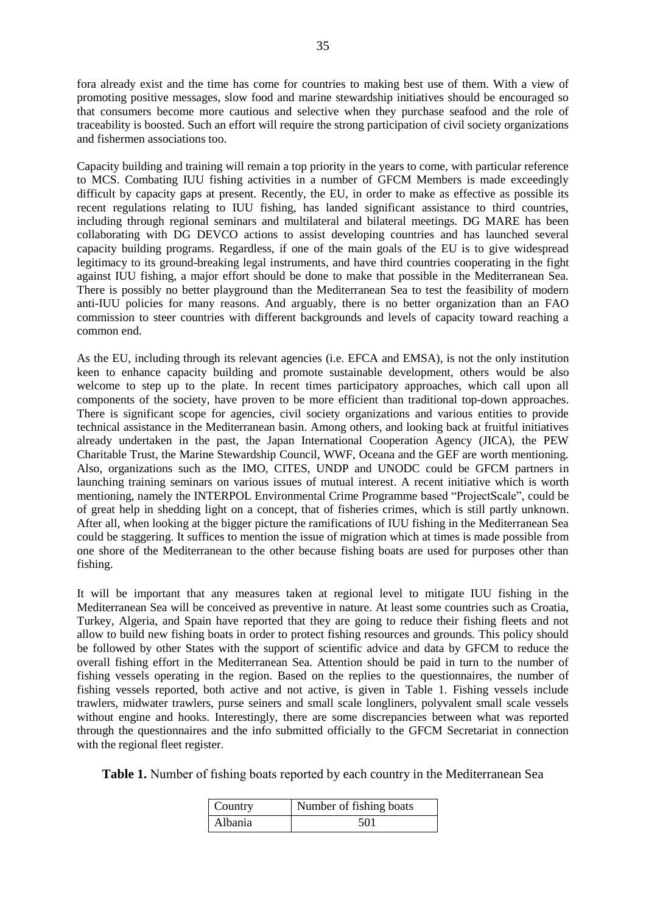fora already exist and the time has come for countries to making best use of them. With a view of promoting positive messages, slow food and marine stewardship initiatives should be encouraged so that consumers become more cautious and selective when they purchase seafood and the role of traceability is boosted. Such an effort will require the strong participation of civil society organizations and fishermen associations too.

Capacity building and training will remain a top priority in the years to come, with particular reference to MCS. Combating IUU fishing activities in a number of GFCM Members is made exceedingly difficult by capacity gaps at present. Recently, the EU, in order to make as effective as possible its recent regulations relating to IUU fishing, has landed significant assistance to third countries, including through regional seminars and multilateral and bilateral meetings. DG MARE has been collaborating with DG DEVCO actions to assist developing countries and has launched several capacity building programs. Regardless, if one of the main goals of the EU is to give widespread legitimacy to its ground-breaking legal instruments, and have third countries cooperating in the fight against IUU fishing, a major effort should be done to make that possible in the Mediterranean Sea. There is possibly no better playground than the Mediterranean Sea to test the feasibility of modern anti-IUU policies for many reasons. And arguably, there is no better organization than an FAO commission to steer countries with different backgrounds and levels of capacity toward reaching a common end.

As the EU, including through its relevant agencies (i.e. EFCA and EMSA), is not the only institution keen to enhance capacity building and promote sustainable development, others would be also welcome to step up to the plate. In recent times participatory approaches, which call upon all components of the society, have proven to be more efficient than traditional top-down approaches. There is significant scope for agencies, civil society organizations and various entities to provide technical assistance in the Mediterranean basin. Among others, and looking back at fruitful initiatives already undertaken in the past, the Japan International Cooperation Agency (JICA), the PEW Charitable Trust, the Marine Stewardship Council, WWF, Oceana and the GEF are worth mentioning. Also, organizations such as the IMO, CITES, UNDP and UNODC could be GFCM partners in launching training seminars on various issues of mutual interest. A recent initiative which is worth mentioning, namely the INTERPOL Environmental Crime Programme based "ProjectScale", could be of great help in shedding light on a concept, that of fisheries crimes, which is still partly unknown. After all, when looking at the bigger picture the ramifications of IUU fishing in the Mediterranean Sea could be staggering. It suffices to mention the issue of migration which at times is made possible from one shore of the Mediterranean to the other because fishing boats are used for purposes other than fishing.

It will be important that any measures taken at regional level to mitigate IUU fishing in the Mediterranean Sea will be conceived as preventive in nature. At least some countries such as Croatia, Turkey, Algeria, and Spain have reported that they are going to reduce their fishing fleets and not allow to build new fishing boats in order to protect fishing resources and grounds. This policy should be followed by other States with the support of scientific advice and data by GFCM to reduce the overall fishing effort in the Mediterranean Sea. Attention should be paid in turn to the number of fishing vessels operating in the region. Based on the replies to the questionnaires, the number of fishing vessels reported, both active and not active, is given in Table 1. Fishing vessels include trawlers, midwater trawlers, purse seiners and small scale longliners, polyvalent small scale vessels without engine and hooks. Interestingly, there are some discrepancies between what was reported through the questionnaires and the info submitted officially to the GFCM Secretariat in connection with the regional fleet register.

**Table 1.** Number of fishing boats reported by each country in the Mediterranean Sea

| Country | Number of fishing boats |
|---|---|
| Albania | 501 |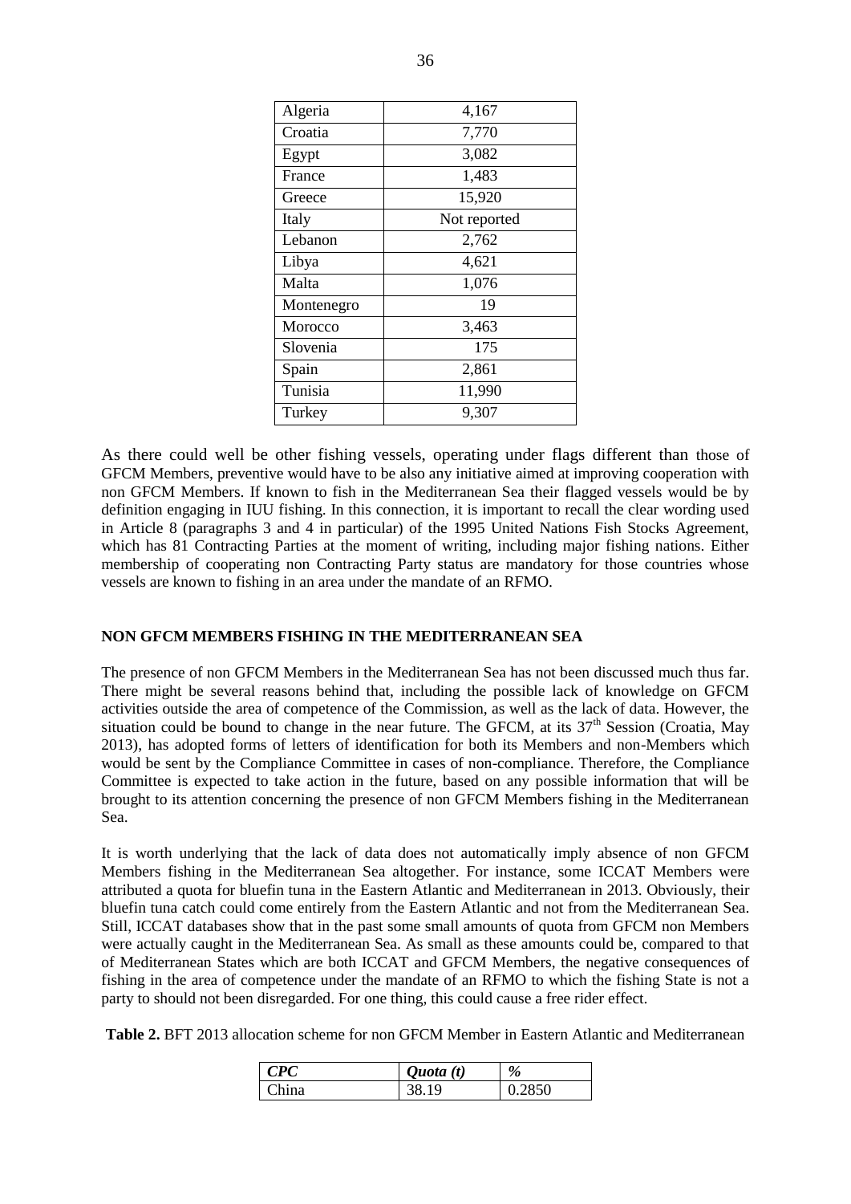| Algeria | 4,167 |
|---|---|
| Croatia | 7,770 |
| Egypt | 3,082 |
| France | 1,483 |
| Greece | 15,920 |
| Italy | Not reported |
| Lebanon | 2,762 |
| Libya | 4,621 |
| Malta | 1,076 |
| Montenegro | 19 |
| Morocco | 3,463 |
| Slovenia | 175 |
| Spain | 2,861 |
| Tunisia | 11,990 |
| Turkey | 9,307 |

As there could well be other fishing vessels, operating under flags different than those of GFCM Members, preventive would have to be also any initiative aimed at improving cooperation with non GFCM Members. If known to fish in the Mediterranean Sea their flagged vessels would be by definition engaging in IUU fishing. In this connection, it is important to recall the clear wording used in Article 8 (paragraphs 3 and 4 in particular) of the 1995 United Nations Fish Stocks Agreement, which has 81 Contracting Parties at the moment of writing, including major fishing nations. Either membership of cooperating non Contracting Party status are mandatory for those countries whose vessels are known to fishing in an area under the mandate of an RFMO.

**NON GFCM MEMBERS FISHING IN THE MEDITERRANEAN SEA**

The presence of non GFCM Members in the Mediterranean Sea has not been discussed much thus far. There might be several reasons behind that, including the possible lack of knowledge on GFCM activities outside the area of competence of the Commission, as well as the lack of data. However, the situation could be bound to change in the near future. The GFCM, at its 37th Session (Croatia, May 2013), has adopted forms of letters of identification for both its Members and non-Members which would be sent by the Compliance Committee in cases of non-compliance. Therefore, the Compliance Committee is expected to take action in the future, based on any possible information that will be brought to its attention concerning the presence of non GFCM Members fishing in the Mediterranean Sea.

It is worth underlying that the lack of data does not automatically imply absence of non GFCM Members fishing in the Mediterranean Sea altogether. For instance, some ICCAT Members were attributed a quota for bluefin tuna in the Eastern Atlantic and Mediterranean in 2013. Obviously, their bluefin tuna catch could come entirely from the Eastern Atlantic and not from the Mediterranean Sea. Still, ICCAT databases show that in the past some small amounts of quota from GFCM non Members were actually caught in the Mediterranean Sea. As small as these amounts could be, compared to that of Mediterranean States which are both ICCAT and GFCM Members, the negative consequences of fishing in the area of competence under the mandate of an RFMO to which the fishing State is not a party to should not been disregarded. For one thing, this could cause a free rider effect.

**Table 2.** BFT 2013 allocation scheme for non GFCM Member in Eastern Atlantic and Mediterranean

| ***CPC*** | ***Quota (t)*** | ***%*** |
|---|---|---|
| China | 38.19 | 0.2850 |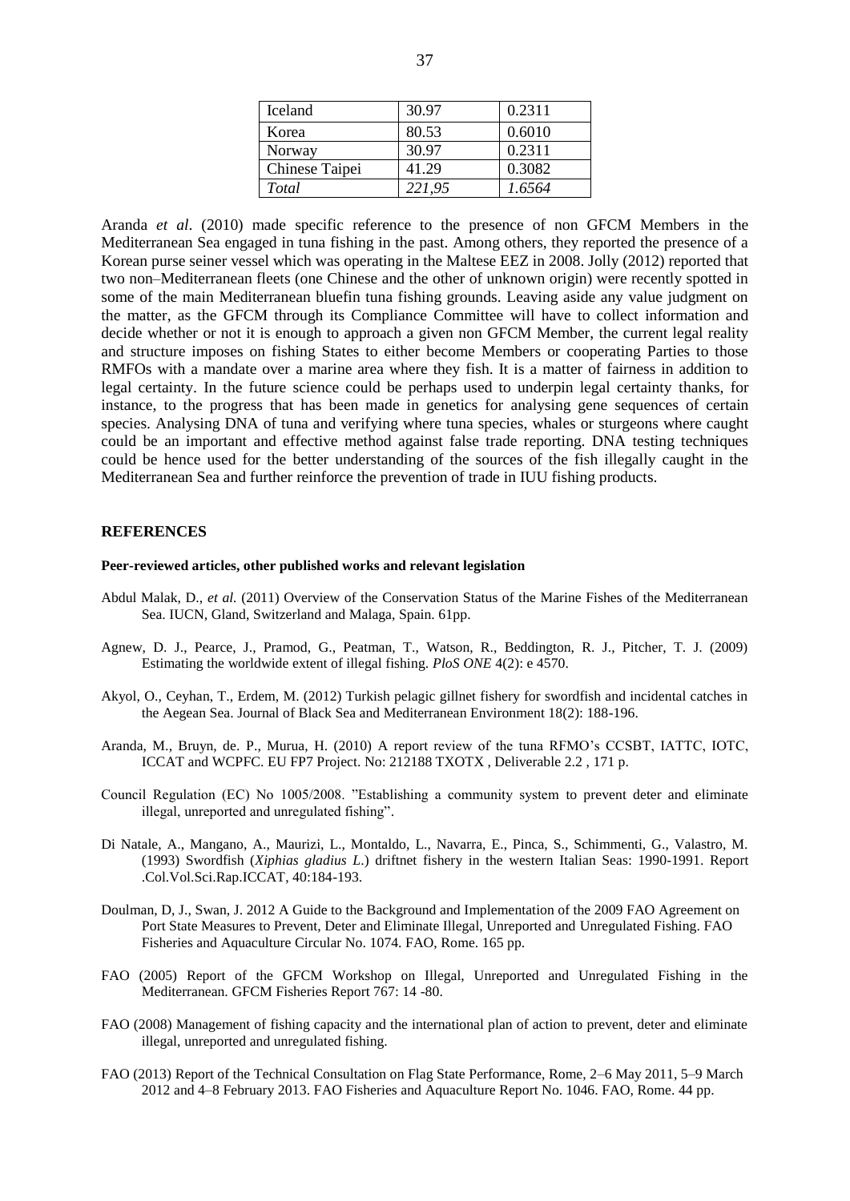| Iceland | 30.97 | 0.2311 |
|---|---|---|
| Korea | 80.53 | 0.6010 |
| Norway | 30.97 | 0.2311 |
| Chinese Taipei | 41.29 | 0.3082 |
| *Total* | *221,95* | *1.6564* |

Aranda *et al*. (2010) made specific reference to the presence of non GFCM Members in the Mediterranean Sea engaged in tuna fishing in the past. Among others, they reported the presence of a Korean purse seiner vessel which was operating in the Maltese EEZ in 2008. Jolly (2012) reported that two non–Mediterranean fleets (one Chinese and the other of unknown origin) were recently spotted in some of the main Mediterranean bluefin tuna fishing grounds. Leaving aside any value judgment on the matter, as the GFCM through its Compliance Committee will have to collect information and decide whether or not it is enough to approach a given non GFCM Member, the current legal reality and structure imposes on fishing States to either become Members or cooperating Parties to those RMFOs with a mandate over a marine area where they fish. It is a matter of fairness in addition to legal certainty. In the future science could be perhaps used to underpin legal certainty thanks, for instance, to the progress that has been made in genetics for analysing gene sequences of certain species. Analysing DNA of tuna and verifying where tuna species, whales or sturgeons where caught could be an important and effective method against false trade reporting. DNA testing techniques could be hence used for the better understanding of the sources of the fish illegally caught in the Mediterranean Sea and further reinforce the prevention of trade in IUU fishing products.

## REFERENCES

**Peer-reviewed articles, other published works and relevant legislation**

Abdul Malak, D., *et al.* (2011) Overview of the Conservation Status of the Marine Fishes of the Mediterranean Sea. IUCN, Gland, Switzerland and Malaga, Spain. 61pp.

Agnew, D. J., Pearce, J., Pramod, G., Peatman, T., Watson, R., Beddington, R. J., Pitcher, T. J. (2009) Estimating the worldwide extent of illegal fishing. *PloS ONE* 4(2): e 4570.

Akyol, O., Ceyhan, T., Erdem, M. (2012) Turkish pelagic gillnet fishery for swordfish and incidental catches in the Aegean Sea. Journal of Black Sea and Mediterranean Environment 18(2): 188-196.

Aranda, M., Bruyn, de. P., Murua, H. (2010) A report review of the tuna RFMO's CCSBT, IATTC, IOTC, ICCAT and WCPFC. EU FP7 Project. No: 212188 TXOTX , Deliverable 2.2 , 171 p.

Council Regulation (EC) No 1005/2008. "Establishing a community system to prevent deter and eliminate illegal, unreported and unregulated fishing".

Di Natale, A., Mangano, A., Maurizi, L., Montaldo, L., Navarra, E., Pinca, S., Schimmenti, G., Valastro, M. (1993) Swordfish (*Xiphias gladius L.*) driftnet fishery in the western Italian Seas: 1990-1991. Report .Col.Vol.Sci.Rap.ICCAT, 40:184-193.

Doulman, D, J., Swan, J. 2012 A Guide to the Background and Implementation of the 2009 FAO Agreement on Port State Measures to Prevent, Deter and Eliminate Illegal, Unreported and Unregulated Fishing. FAO Fisheries and Aquaculture Circular No. 1074. FAO, Rome. 165 pp.

FAO (2005) Report of the GFCM Workshop on Illegal, Unreported and Unregulated Fishing in the Mediterranean. GFCM Fisheries Report 767: 14 -80.

FAO (2008) Management of fishing capacity and the international plan of action to prevent, deter and eliminate illegal, unreported and unregulated fishing.

FAO (2013) Report of the Technical Consultation on Flag State Performance, Rome, 2–6 May 2011, 5–9 March 2012 and 4–8 February 2013. FAO Fisheries and Aquaculture Report No. 1046. FAO, Rome. 44 pp.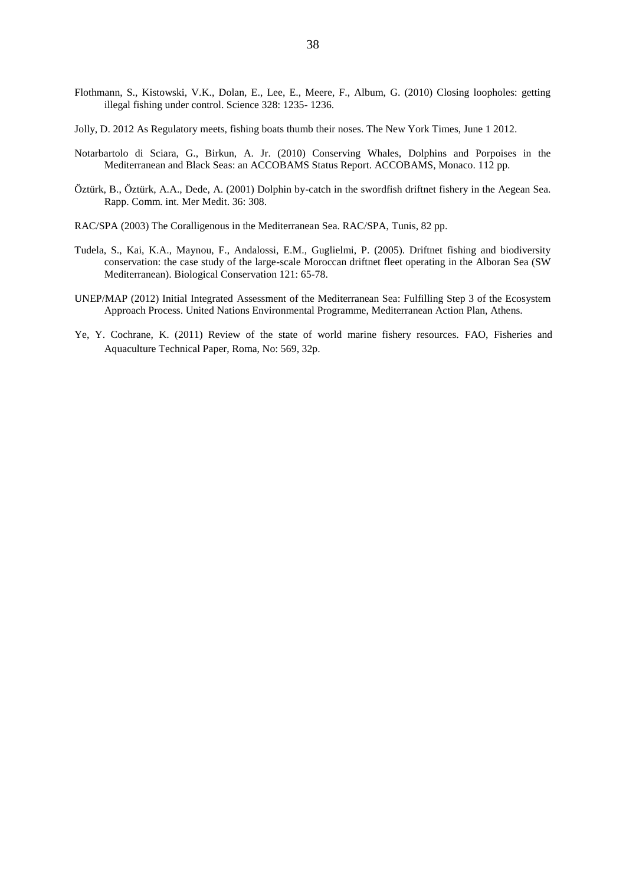Flothmann, S., Kistowski, V.K., Dolan, E., Lee, E., Meere, F., Album, G. (2010) Closing loopholes: getting illegal fishing under control. Science 328: 1235- 1236.

Jolly, D. 2012 As Regulatory meets, fishing boats thumb their noses. The New York Times, June 1 2012.

Notarbartolo di Sciara, G., Birkun, A. Jr. (2010) Conserving Whales, Dolphins and Porpoises in the Mediterranean and Black Seas: an ACCOBAMS Status Report. ACCOBAMS, Monaco. 112 pp.

Öztürk, B., Öztürk, A.A., Dede, A. (2001) Dolphin by-catch in the swordfish driftnet fishery in the Aegean Sea. Rapp. Comm. int. Mer Medit. 36: 308.

RAC/SPA (2003) The Coralligenous in the Mediterranean Sea. RAC/SPA, Tunis, 82 pp.

Tudela, S., Kai, K.A., Maynou, F., Andalossi, E.M., Guglielmi, P. (2005). Driftnet fishing and biodiversity conservation: the case study of the large-scale Moroccan driftnet fleet operating in the Alboran Sea (SW Mediterranean). Biological Conservation 121: 65-78.

UNEP/MAP (2012) Initial Integrated Assessment of the Mediterranean Sea: Fulfilling Step 3 of the Ecosystem Approach Process. United Nations Environmental Programme, Mediterranean Action Plan, Athens.

Ye, Y. Cochrane, K. (2011) Review of the state of world marine fishery resources. FAO, Fisheries and Aquaculture Technical Paper, Roma, No: 569, 32p.